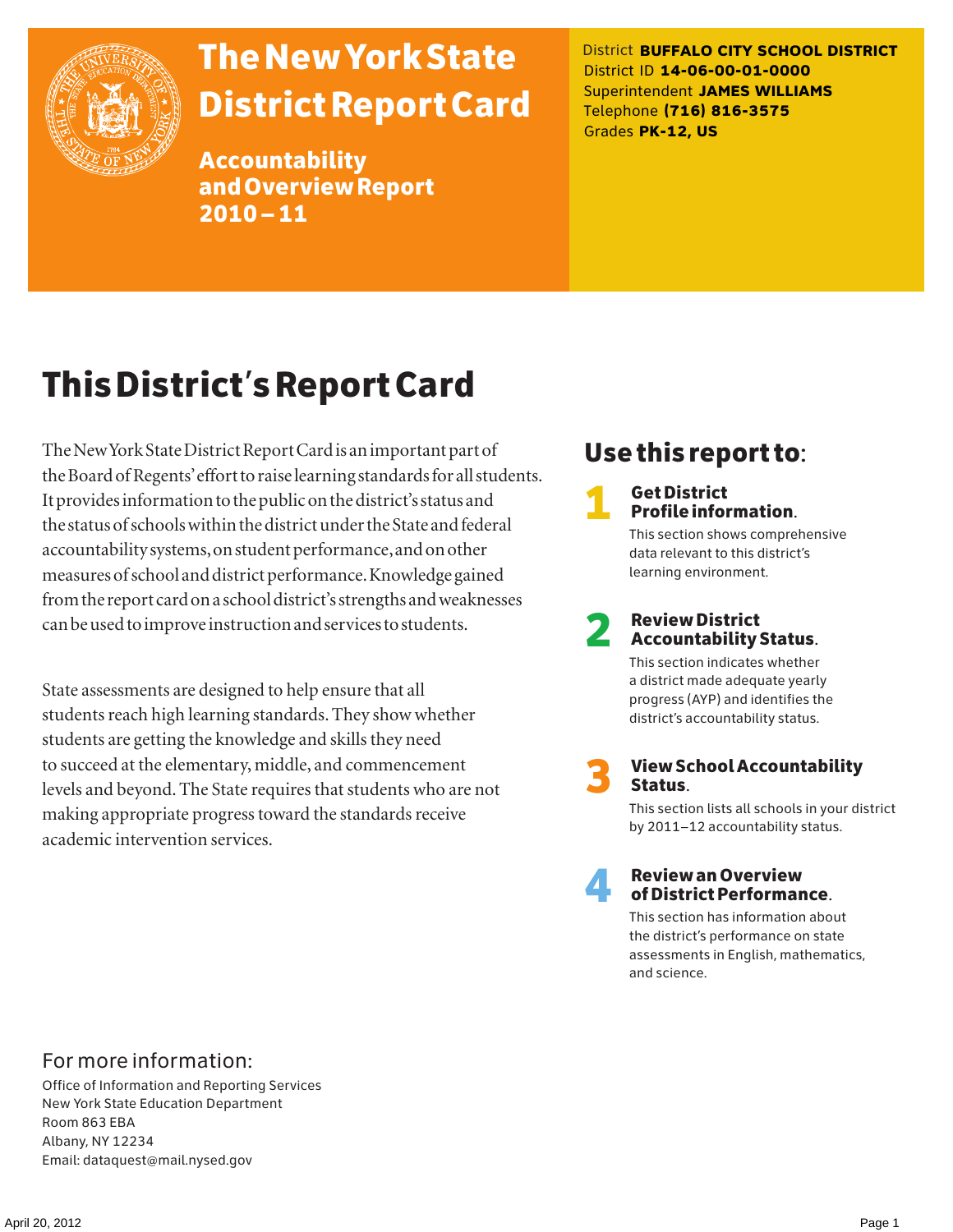# The New York State District Report Card

## Accountability and Overview Report 2010 – 11

District **BUFFALO CITY SCHOOL DISTRICT**
District ID **14-06-00-01-0000**
Superintendent **JAMES WILLIAMS**
Telephone **(716) 816-3575**
Grades **PK-12, US**

# This District's Report Card

The New York State District Report Card is an important part of the Board of Regents' effort to raise learning standards for all students. It provides information to the public on the district's status and the status of schools within the district under the State and federal accountability systems, on student performance, and on other measures of school and district performance. Knowledge gained from the report card on a school district's strengths and weaknesses can be used to improve instruction and services to students.

State assessments are designed to help ensure that all students reach high learning standards. They show whether students are getting the knowledge and skills they need to succeed at the elementary, middle, and commencement levels and beyond. The State requires that students who are not making appropriate progress toward the standards receive academic intervention services.

## Use this report to:

**1 Get District Profile information.**
This section shows comprehensive data relevant to this district's learning environment.

**2 Review District Accountability Status.**
This section indicates whether a district made adequate yearly progress (AYP) and identifies the district's accountability status.

**3 View School Accountability Status.**
This section lists all schools in your district by 2011–12 accountability status.

**4 Review an Overview of District Performance.**
This section has information about the district's performance on state assessments in English, mathematics, and science.

## For more information:

Office of Information and Reporting Services
New York State Education Department
Room 863 EBA
Albany, NY 12234
Email: dataquest@mail.nysed.gov

April 20, 2012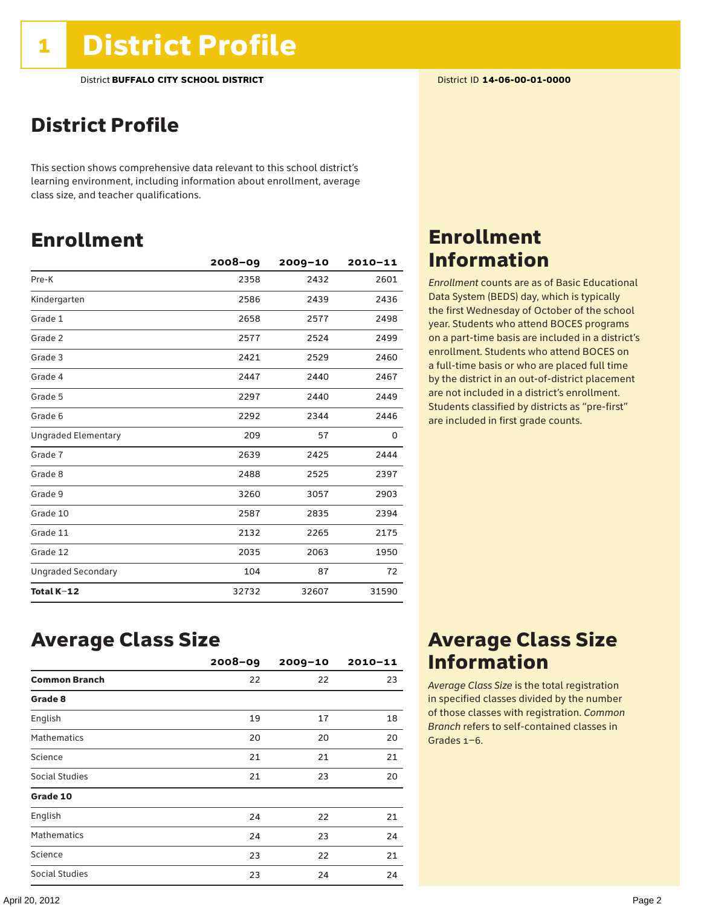# 1 District Profile

District **BUFFALO CITY SCHOOL DISTRICT**

District ID **14-06-00-01-0000**

## District Profile

This section shows comprehensive data relevant to this school district's learning environment, including information about enrollment, average class size, and teacher qualifications.

## Enrollment

| | 2008–09 | 2009–10 | 2010–11 |
|---|---|---|---|
| Pre-K | 2358 | 2432 | 2601 |
| Kindergarten | 2586 | 2439 | 2436 |
| Grade 1 | 2658 | 2577 | 2498 |
| Grade 2 | 2577 | 2524 | 2499 |
| Grade 3 | 2421 | 2529 | 2460 |
| Grade 4 | 2447 | 2440 | 2467 |
| Grade 5 | 2297 | 2440 | 2449 |
| Grade 6 | 2292 | 2344 | 2446 |
| Ungraded Elementary | 209 | 57 | 0 |
| Grade 7 | 2639 | 2425 | 2444 |
| Grade 8 | 2488 | 2525 | 2397 |
| Grade 9 | 3260 | 3057 | 2903 |
| Grade 10 | 2587 | 2835 | 2394 |
| Grade 11 | 2132 | 2265 | 2175 |
| Grade 12 | 2035 | 2063 | 1950 |
| Ungraded Secondary | 104 | 87 | 72 |
| **Total K–12** | 32732 | 32607 | 31590 |

## Enrollment Information

*Enrollment* counts are as of Basic Educational Data System (BEDS) day, which is typically the first Wednesday of October of the school year. Students who attend BOCES programs on a part-time basis are included in a district's enrollment. Students who attend BOCES on a full-time basis or who are placed full time by the district in an out-of-district placement are not included in a district's enrollment. Students classified by districts as "pre-first" are included in first grade counts.

## Average Class Size

| | 2008–09 | 2009–10 | 2010–11 |
|---|---|---|---|
| **Common Branch** | 22 | 22 | 23 |
| **Grade 8** | | | |
| English | 19 | 17 | 18 |
| Mathematics | 20 | 20 | 20 |
| Science | 21 | 21 | 21 |
| Social Studies | 21 | 23 | 20 |
| **Grade 10** | | | |
| English | 24 | 22 | 21 |
| Mathematics | 24 | 23 | 24 |
| Science | 23 | 22 | 21 |
| Social Studies | 23 | 24 | 24 |

## Average Class Size Information

*Average Class Size* is the total registration in specified classes divided by the number of those classes with registration. *Common Branch* refers to self-contained classes in Grades 1–6.

April 20, 2012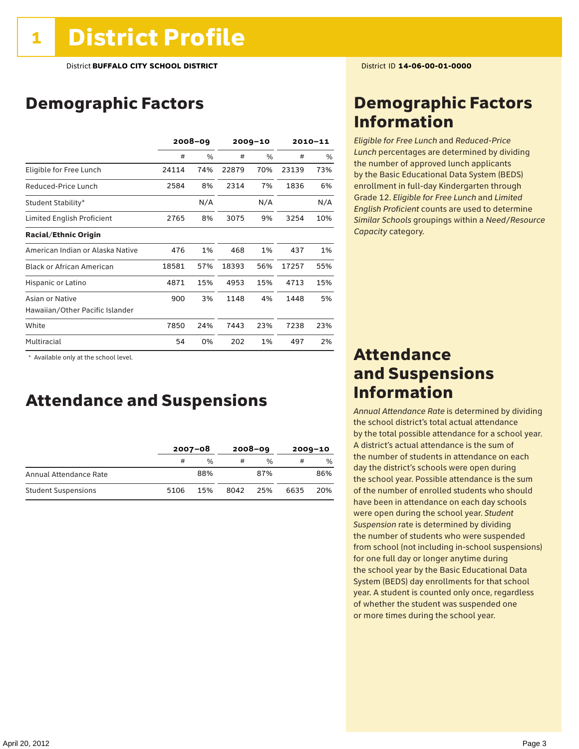# 1 District Profile

District **BUFFALO CITY SCHOOL DISTRICT**

District ID **14-06-00-01-0000**

## Demographic Factors

| | 2008–09 | | 2009–10 | | 2010–11 | |
|---|---|---|---|---|---|---|
| | # | % | # | % | # | % |
| Eligible for Free Lunch | 24114 | 74% | 22879 | 70% | 23139 | 73% |
| Reduced-Price Lunch | 2584 | 8% | 2314 | 7% | 1836 | 6% |
| Student Stability* | | N/A | | N/A | | N/A |
| Limited English Proficient | 2765 | 8% | 3075 | 9% | 3254 | 10% |
| **Racial/Ethnic Origin** | | | | | | |
| American Indian or Alaska Native | 476 | 1% | 468 | 1% | 437 | 1% |
| Black or African American | 18581 | 57% | 18393 | 56% | 17257 | 55% |
| Hispanic or Latino | 4871 | 15% | 4953 | 15% | 4713 | 15% |
| Asian or Native Hawaiian/Other Pacific Islander | 900 | 3% | 1148 | 4% | 1448 | 5% |
| White | 7850 | 24% | 7443 | 23% | 7238 | 23% |
| Multiracial | 54 | 0% | 202 | 1% | 497 | 2% |

\* Available only at the school level.

## Attendance and Suspensions

| | 2007–08 | | 2008–09 | | 2009–10 | |
|---|---|---|---|---|---|---|
| | # | % | # | % | # | % |
| Annual Attendance Rate | | 88% | | 87% | | 86% |
| Student Suspensions | 5106 | 15% | 8042 | 25% | 6635 | 20% |

## Demographic Factors Information

*Eligible for Free Lunch* and *Reduced-Price Lunch* percentages are determined by dividing the number of approved lunch applicants by the Basic Educational Data System (BEDS) enrollment in full-day Kindergarten through Grade 12. *Eligible for Free Lunch* and *Limited English Proficient* counts are used to determine *Similar Schools* groupings within a *Need/Resource Capacity* category.

## Attendance and Suspensions Information

*Annual Attendance Rate* is determined by dividing the school district's total actual attendance by the total possible attendance for a school year. A district's actual attendance is the sum of the number of students in attendance on each day the district's schools were open during the school year. Possible attendance is the sum of the number of enrolled students who should have been in attendance on each day schools were open during the school year. *Student Suspension* rate is determined by dividing the number of students who were suspended from school (not including in-school suspensions) for one full day or longer anytime during the school year by the Basic Educational Data System (BEDS) day enrollments for that school year. A student is counted only once, regardless of whether the student was suspended one or more times during the school year.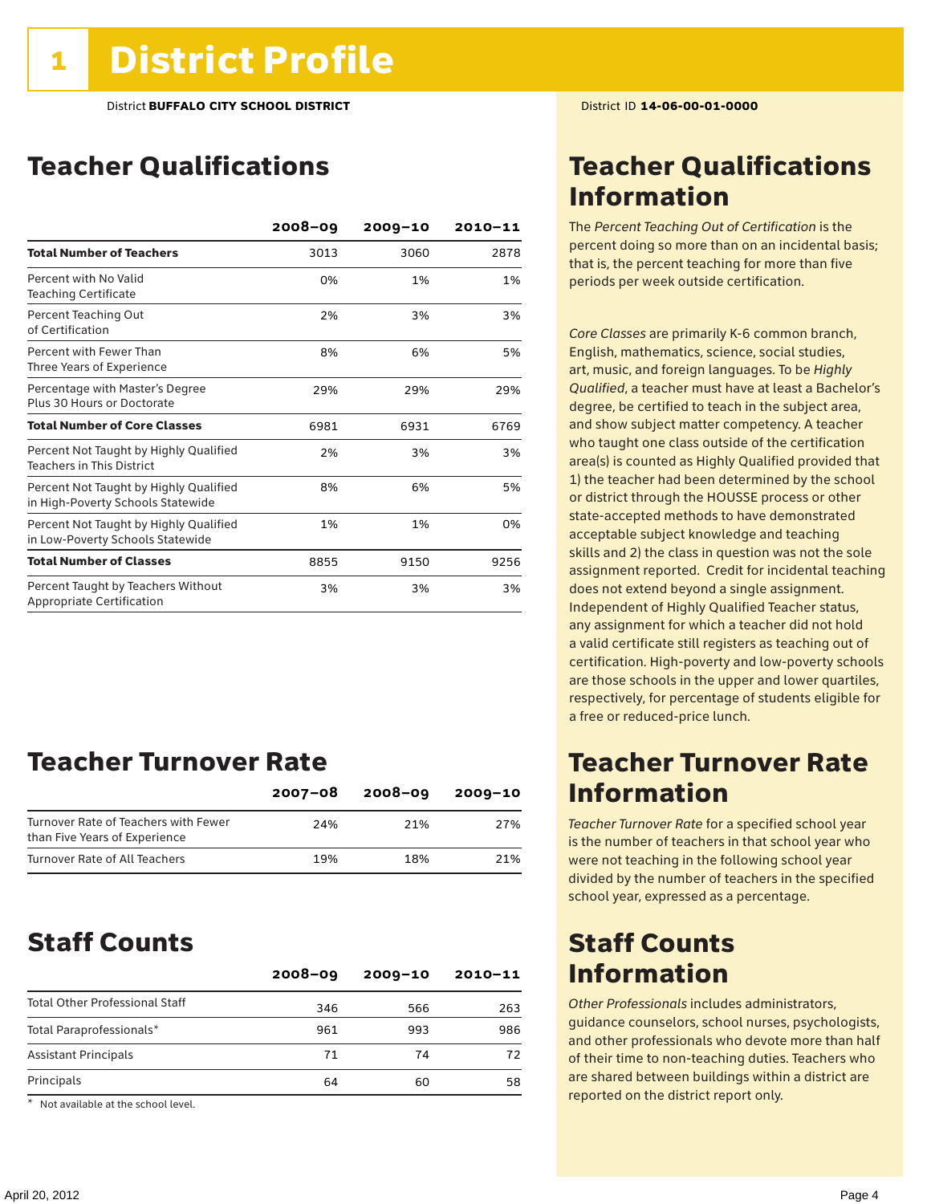# 1 District Profile

District **BUFFALO CITY SCHOOL DISTRICT**

District ID **14-06-00-01-0000**

## Teacher Qualifications

| | 2008–09 | 2009–10 | 2010–11 |
|---|---|---|---|
| **Total Number of Teachers** | 3013 | 3060 | 2878 |
| Percent with No Valid Teaching Certificate | 0% | 1% | 1% |
| Percent Teaching Out of Certification | 2% | 3% | 3% |
| Percent with Fewer Than Three Years of Experience | 8% | 6% | 5% |
| Percentage with Master's Degree Plus 30 Hours or Doctorate | 29% | 29% | 29% |
| **Total Number of Core Classes** | 6981 | 6931 | 6769 |
| Percent Not Taught by Highly Qualified Teachers in This District | 2% | 3% | 3% |
| Percent Not Taught by Highly Qualified in High-Poverty Schools Statewide | 8% | 6% | 5% |
| Percent Not Taught by Highly Qualified in Low-Poverty Schools Statewide | 1% | 1% | 0% |
| **Total Number of Classes** | 8855 | 9150 | 9256 |
| Percent Taught by Teachers Without Appropriate Certification | 3% | 3% | 3% |

## Teacher Qualifications Information

The *Percent Teaching Out of Certification* is the percent doing so more than on an incidental basis; that is, the percent teaching for more than five periods per week outside certification.

*Core Classes* are primarily K-6 common branch, English, mathematics, science, social studies, art, music, and foreign languages. To be *Highly Qualified*, a teacher must have at least a Bachelor's degree, be certified to teach in the subject area, and show subject matter competency. A teacher who taught one class outside of the certification area(s) is counted as Highly Qualified provided that 1) the teacher had been determined by the school or district through the HOUSSE process or other state-accepted methods to have demonstrated acceptable subject knowledge and teaching skills and 2) the class in question was not the sole assignment reported. Credit for incidental teaching does not extend beyond a single assignment. Independent of Highly Qualified Teacher status, any assignment for which a teacher did not hold a valid certificate still registers as teaching out of certification. High-poverty and low-poverty schools are those schools in the upper and lower quartiles, respectively, for percentage of students eligible for a free or reduced-price lunch.

## Teacher Turnover Rate

| | 2007–08 | 2008–09 | 2009–10 |
|---|---|---|---|
| Turnover Rate of Teachers with Fewer than Five Years of Experience | 24% | 21% | 27% |
| Turnover Rate of All Teachers | 19% | 18% | 21% |

## Teacher Turnover Rate Information

*Teacher Turnover Rate* for a specified school year is the number of teachers in that school year who were not teaching in the following school year divided by the number of teachers in the specified school year, expressed as a percentage.

## Staff Counts

| | 2008–09 | 2009–10 | 2010–11 |
|---|---|---|---|
| Total Other Professional Staff | 346 | 566 | 263 |
| Total Paraprofessionals* | 961 | 993 | 986 |
| Assistant Principals | 71 | 74 | 72 |
| Principals | 64 | 60 | 58 |

* Not available at the school level.

## Staff Counts Information

*Other Professionals* includes administrators, guidance counselors, school nurses, psychologists, and other professionals who devote more than half of their time to non-teaching duties. Teachers who are shared between buildings within a district are reported on the district report only.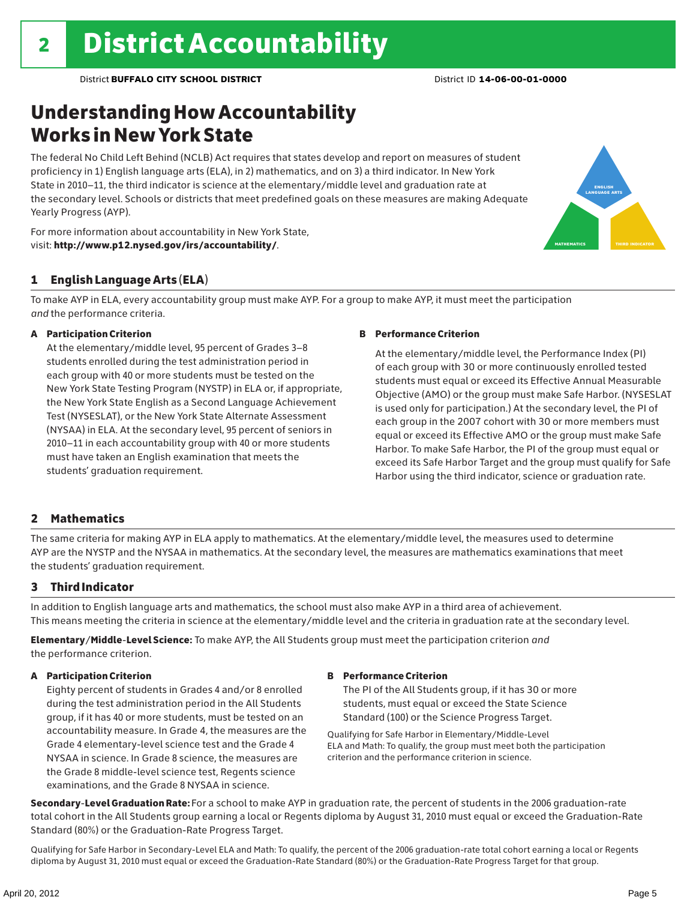# 2 District Accountability

District **BUFFALO CITY SCHOOL DISTRICT** District ID **14-06-00-01-0000**

## Understanding How Accountability Works in New York State

The federal No Child Left Behind (NCLB) Act requires that states develop and report on measures of student proficiency in 1) English language arts (ELA), in 2) mathematics, and on 3) a third indicator. In New York State in 2010–11, the third indicator is science at the elementary/middle level and graduation rate at the secondary level. Schools or districts that meet predefined goals on these measures are making Adequate Yearly Progress (AYP).

ENGLISH LANGUAGE ARTS

MATHEMATICS

THIRD INDICATOR

For more information about accountability in New York State, visit: **http://www.p12.nysed.gov/irs/accountability/**.

### 1 English Language Arts (ELA)

To make AYP in ELA, every accountability group must make AYP. For a group to make AYP, it must meet the participation *and* the performance criteria.

**A Participation Criterion**

At the elementary/middle level, 95 percent of Grades 3–8 students enrolled during the test administration period in each group with 40 or more students must be tested on the New York State Testing Program (NYSTP) in ELA or, if appropriate, the New York State English as a Second Language Achievement Test (NYSESLAT), or the New York State Alternate Assessment (NYSAA) in ELA. At the secondary level, 95 percent of seniors in 2010–11 in each accountability group with 40 or more students must have taken an English examination that meets the students' graduation requirement.

**B Performance Criterion**

At the elementary/middle level, the Performance Index (PI) of each group with 30 or more continuously enrolled tested students must equal or exceed its Effective Annual Measurable Objective (AMO) or the group must make Safe Harbor. (NYSESLAT is used only for participation.) At the secondary level, the PI of each group in the 2007 cohort with 30 or more members must equal or exceed its Effective AMO or the group must make Safe Harbor. To make Safe Harbor, the PI of the group must equal or exceed its Safe Harbor Target and the group must qualify for Safe Harbor using the third indicator, science or graduation rate.

### 2 Mathematics

The same criteria for making AYP in ELA apply to mathematics. At the elementary/middle level, the measures used to determine AYP are the NYSTP and the NYSAA in mathematics. At the secondary level, the measures are mathematics examinations that meet the students' graduation requirement.

### 3 Third Indicator

In addition to English language arts and mathematics, the school must also make AYP in a third area of achievement. This means meeting the criteria in science at the elementary/middle level and the criteria in graduation rate at the secondary level.

**Elementary/Middle-Level Science:** To make AYP, the All Students group must meet the participation criterion *and* the performance criterion.

**A Participation Criterion**

Eighty percent of students in Grades 4 and/or 8 enrolled during the test administration period in the All Students group, if it has 40 or more students, must be tested on an accountability measure. In Grade 4, the measures are the Grade 4 elementary-level science test and the Grade 4 NYSAA in science. In Grade 8 science, the measures are the Grade 8 middle-level science test, Regents science examinations, and the Grade 8 NYSAA in science.

**B Performance Criterion**

The PI of the All Students group, if it has 30 or more students, must equal or exceed the State Science Standard (100) or the Science Progress Target.

Qualifying for Safe Harbor in Elementary/Middle-Level ELA and Math: To qualify, the group must meet both the participation criterion and the performance criterion in science.

**Secondary-Level Graduation Rate:** For a school to make AYP in graduation rate, the percent of students in the 2006 graduation-rate total cohort in the All Students group earning a local or Regents diploma by August 31, 2010 must equal or exceed the Graduation-Rate Standard (80%) or the Graduation-Rate Progress Target.

Qualifying for Safe Harbor in Secondary-Level ELA and Math: To qualify, the percent of the 2006 graduation-rate total cohort earning a local or Regents diploma by August 31, 2010 must equal or exceed the Graduation-Rate Standard (80%) or the Graduation-Rate Progress Target for that group.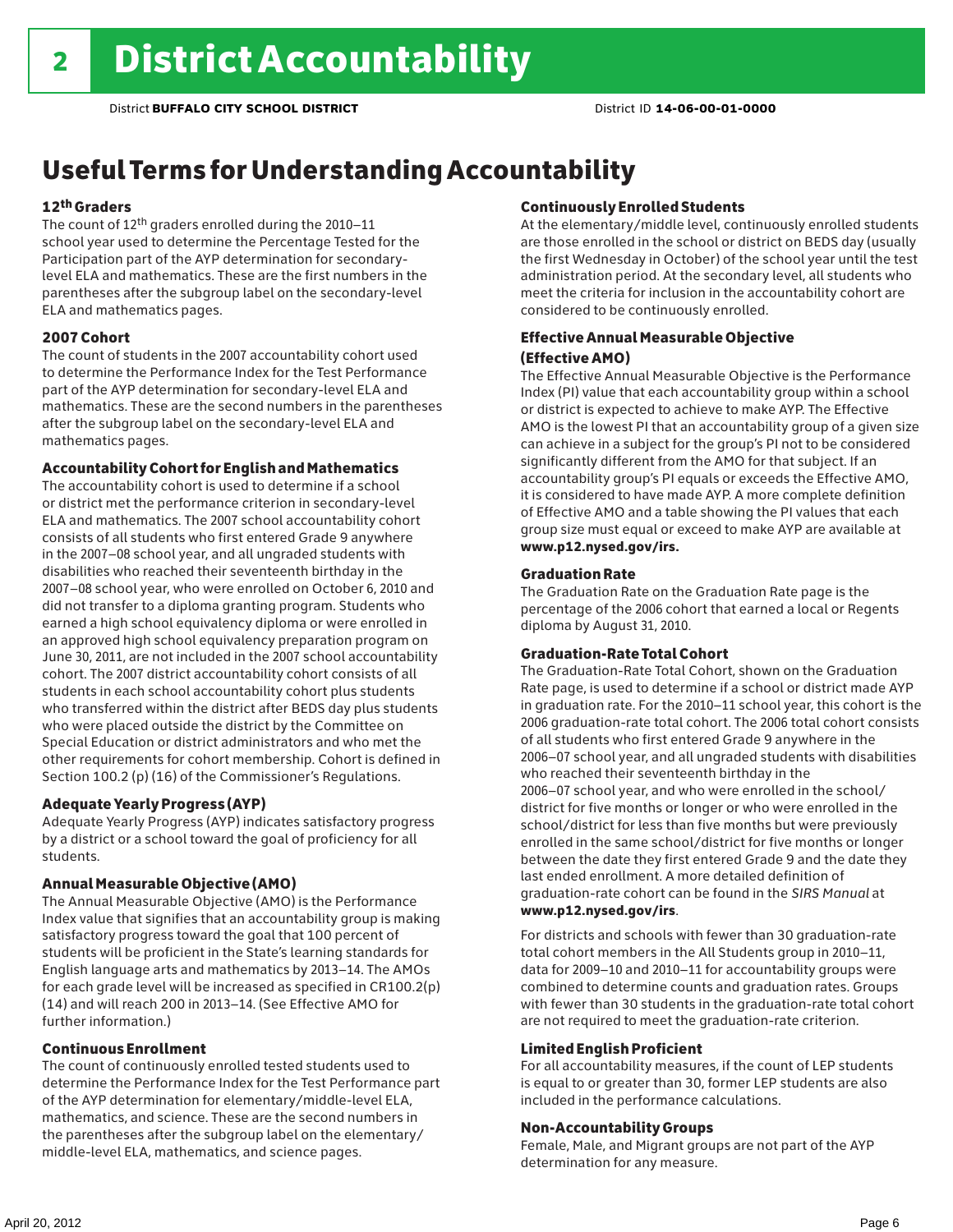## 2 District Accountability

District **BUFFALO CITY SCHOOL DISTRICT** District ID **14-06-00-01-0000**

# Useful Terms for Understanding Accountability

### 12th Graders

The count of 12th graders enrolled during the 2010–11 school year used to determine the Percentage Tested for the Participation part of the AYP determination for secondary-level ELA and mathematics. These are the first numbers in the parentheses after the subgroup label on the secondary-level ELA and mathematics pages.

### 2007 Cohort

The count of students in the 2007 accountability cohort used to determine the Performance Index for the Test Performance part of the AYP determination for secondary-level ELA and mathematics. These are the second numbers in the parentheses after the subgroup label on the secondary-level ELA and mathematics pages.

### Accountability Cohort for English and Mathematics

The accountability cohort is used to determine if a school or district met the performance criterion in secondary-level ELA and mathematics. The 2007 school accountability cohort consists of all students who first entered Grade 9 anywhere in the 2007–08 school year, and all ungraded students with disabilities who reached their seventeenth birthday in the 2007–08 school year, who were enrolled on October 6, 2010 and did not transfer to a diploma granting program. Students who earned a high school equivalency diploma or were enrolled in an approved high school equivalency preparation program on June 30, 2011, are not included in the 2007 school accountability cohort. The 2007 district accountability cohort consists of all students in each school accountability cohort plus students who transferred within the district after BEDS day plus students who were placed outside the district by the Committee on Special Education or district administrators and who met the other requirements for cohort membership. Cohort is defined in Section 100.2 (p) (16) of the Commissioner's Regulations.

### Adequate Yearly Progress (AYP)

Adequate Yearly Progress (AYP) indicates satisfactory progress by a district or a school toward the goal of proficiency for all students.

### Annual Measurable Objective (AMO)

The Annual Measurable Objective (AMO) is the Performance Index value that signifies that an accountability group is making satisfactory progress toward the goal that 100 percent of students will be proficient in the State's learning standards for English language arts and mathematics by 2013–14. The AMOs for each grade level will be increased as specified in CR100.2(p)(14) and will reach 200 in 2013–14. (See Effective AMO for further information.)

### Continuous Enrollment

The count of continuously enrolled tested students used to determine the Performance Index for the Test Performance part of the AYP determination for elementary/middle-level ELA, mathematics, and science. These are the second numbers in the parentheses after the subgroup label on the elementary/middle-level ELA, mathematics, and science pages.

### Continuously Enrolled Students

At the elementary/middle level, continuously enrolled students are those enrolled in the school or district on BEDS day (usually the first Wednesday in October) of the school year until the test administration period. At the secondary level, all students who meet the criteria for inclusion in the accountability cohort are considered to be continuously enrolled.

### Effective Annual Measurable Objective (Effective AMO)

The Effective Annual Measurable Objective is the Performance Index (PI) value that each accountability group within a school or district is expected to achieve to make AYP. The Effective AMO is the lowest PI that an accountability group of a given size can achieve in a subject for the group's PI not to be considered significantly different from the AMO for that subject. If an accountability group's PI equals or exceeds the Effective AMO, it is considered to have made AYP. A more complete definition of Effective AMO and a table showing the PI values that each group size must equal or exceed to make AYP are available at **www.p12.nysed.gov/irs.**

### Graduation Rate

The Graduation Rate on the Graduation Rate page is the percentage of the 2006 cohort that earned a local or Regents diploma by August 31, 2010.

### Graduation-Rate Total Cohort

The Graduation-Rate Total Cohort, shown on the Graduation Rate page, is used to determine if a school or district made AYP in graduation rate. For the 2010–11 school year, this cohort is the 2006 graduation-rate total cohort. The 2006 total cohort consists of all students who first entered Grade 9 anywhere in the 2006–07 school year, and all ungraded students with disabilities who reached their seventeenth birthday in the 2006–07 school year, and who were enrolled in the school/district for five months or longer or who were enrolled in the school/district for less than five months but were previously enrolled in the same school/district for five months or longer between the date they first entered Grade 9 and the date they last ended enrollment. A more detailed definition of graduation-rate cohort can be found in the *SIRS Manual* at **www.p12.nysed.gov/irs**.

For districts and schools with fewer than 30 graduation-rate total cohort members in the All Students group in 2010–11, data for 2009–10 and 2010–11 for accountability groups were combined to determine counts and graduation rates. Groups with fewer than 30 students in the graduation-rate total cohort are not required to meet the graduation-rate criterion.

### Limited English Proficient

For all accountability measures, if the count of LEP students is equal to or greater than 30, former LEP students are also included in the performance calculations.

### Non-Accountability Groups

Female, Male, and Migrant groups are not part of the AYP determination for any measure.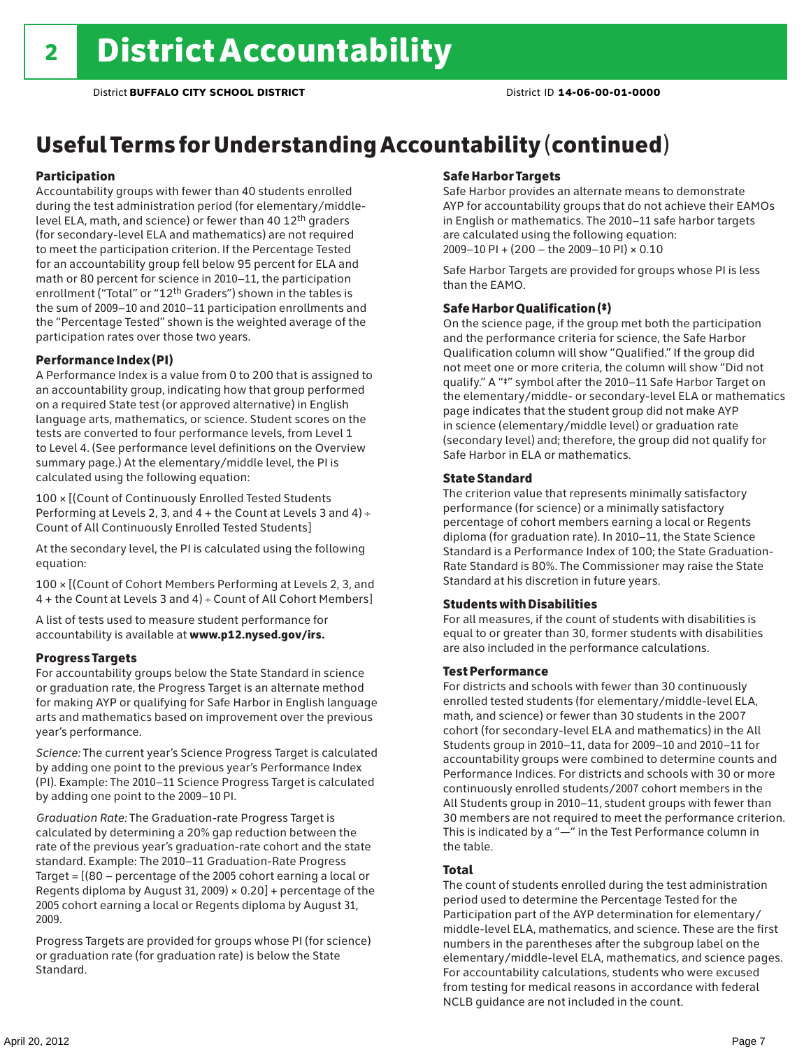# 2 District Accountability

District **BUFFALO CITY SCHOOL DISTRICT** District ID **14-06-00-01-0000**

## Useful Terms for Understanding Accountability (continued)

### Participation

Accountability groups with fewer than 40 students enrolled during the test administration period (for elementary/middle-level ELA, math, and science) or fewer than 40 12th graders (for secondary-level ELA and mathematics) are not required to meet the participation criterion. If the Percentage Tested for an accountability group fell below 95 percent for ELA and math or 80 percent for science in 2010–11, the participation enrollment ("Total" or "12th Graders") shown in the tables is the sum of 2009–10 and 2010–11 participation enrollments and the "Percentage Tested" shown is the weighted average of the participation rates over those two years.

### Performance Index (PI)

A Performance Index is a value from 0 to 200 that is assigned to an accountability group, indicating how that group performed on a required State test (or approved alternative) in English language arts, mathematics, or science. Student scores on the tests are converted to four performance levels, from Level 1 to Level 4. (See performance level definitions on the Overview summary page.) At the elementary/middle level, the PI is calculated using the following equation:

100 × [(Count of Continuously Enrolled Tested Students Performing at Levels 2, 3, and 4 + the Count at Levels 3 and 4) ÷ Count of All Continuously Enrolled Tested Students]

At the secondary level, the PI is calculated using the following equation:

100 × [(Count of Cohort Members Performing at Levels 2, 3, and 4 + the Count at Levels 3 and 4) ÷ Count of All Cohort Members]

A list of tests used to measure student performance for accountability is available at **www.p12.nysed.gov/irs.**

### Progress Targets

For accountability groups below the State Standard in science or graduation rate, the Progress Target is an alternate method for making AYP or qualifying for Safe Harbor in English language arts and mathematics based on improvement over the previous year's performance.

*Science:* The current year's Science Progress Target is calculated by adding one point to the previous year's Performance Index (PI). Example: The 2010–11 Science Progress Target is calculated by adding one point to the 2009–10 PI.

*Graduation Rate:* The Graduation-rate Progress Target is calculated by determining a 20% gap reduction between the rate of the previous year's graduation-rate cohort and the state standard. Example: The 2010–11 Graduation-Rate Progress Target = [(80 – percentage of the 2005 cohort earning a local or Regents diploma by August 31, 2009) × 0.20] + percentage of the 2005 cohort earning a local or Regents diploma by August 31, 2009.

Progress Targets are provided for groups whose PI (for science) or graduation rate (for graduation rate) is below the State Standard.

### Safe Harbor Targets

Safe Harbor provides an alternate means to demonstrate AYP for accountability groups that do not achieve their EAMOs in English or mathematics. The 2010–11 safe harbor targets are calculated using the following equation:
2009–10 PI + (200 – the 2009–10 PI) × 0.10

Safe Harbor Targets are provided for groups whose PI is less than the EAMO.

### Safe Harbor Qualification (‡)

On the science page, if the group met both the participation and the performance criteria for science, the Safe Harbor Qualification column will show "Qualified." If the group did not meet one or more criteria, the column will show "Did not qualify." A "‡" symbol after the 2010–11 Safe Harbor Target on the elementary/middle- or secondary-level ELA or mathematics page indicates that the student group did not make AYP in science (elementary/middle level) or graduation rate (secondary level) and; therefore, the group did not qualify for Safe Harbor in ELA or mathematics.

### State Standard

The criterion value that represents minimally satisfactory performance (for science) or a minimally satisfactory percentage of cohort members earning a local or Regents diploma (for graduation rate). In 2010–11, the State Science Standard is a Performance Index of 100; the State Graduation-Rate Standard is 80%. The Commissioner may raise the State Standard at his discretion in future years.

### Students with Disabilities

For all measures, if the count of students with disabilities is equal to or greater than 30, former students with disabilities are also included in the performance calculations.

### Test Performance

For districts and schools with fewer than 30 continuously enrolled tested students (for elementary/middle-level ELA, math, and science) or fewer than 30 students in the 2007 cohort (for secondary-level ELA and mathematics) in the All Students group in 2010–11, data for 2009–10 and 2010–11 for accountability groups were combined to determine counts and Performance Indices. For districts and schools with 30 or more continuously enrolled students/2007 cohort members in the All Students group in 2010–11, student groups with fewer than 30 members are not required to meet the performance criterion. This is indicated by a "—" in the Test Performance column in the table.

### Total

The count of students enrolled during the test administration period used to determine the Percentage Tested for the Participation part of the AYP determination for elementary/middle-level ELA, mathematics, and science. These are the first numbers in the parentheses after the subgroup label on the elementary/middle-level ELA, mathematics, and science pages. For accountability calculations, students who were excused from testing for medical reasons in accordance with federal NCLB guidance are not included in the count.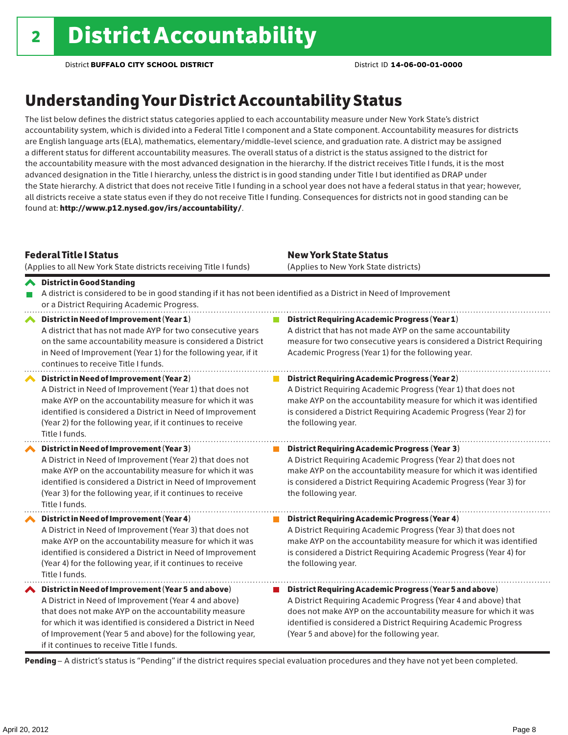# 2 District Accountability

District **BUFFALO CITY SCHOOL DISTRICT** District ID **14-06-00-01-0000**

## Understanding Your District Accountability Status

The list below defines the district status categories applied to each accountability measure under New York State's district accountability system, which is divided into a Federal Title I component and a State component. Accountability measures for districts are English language arts (ELA), mathematics, elementary/middle-level science, and graduation rate. A district may be assigned a different status for different accountability measures. The overall status of a district is the status assigned to the district for the accountability measure with the most advanced designation in the hierarchy. If the district receives Title I funds, it is the most advanced designation in the Title I hierarchy, unless the district is in good standing under Title I but identified as DRAP under the State hierarchy. A district that does not receive Title I funding in a school year does not have a federal status in that year; however, all districts receive a state status even if they do not receive Title I funding. Consequences for districts not in good standing can be found at: **http://www.p12.nysed.gov/irs/accountability/**.

| **Federal Title I Status** (Applies to all New York State districts receiving Title I funds) | **New York State Status** (Applies to New York State districts) |
|---|---|
| **District in Good Standing** A district is considered to be in good standing if it has not been identified as a District in Need of Improvement or a District Requiring Academic Progress. | |
| **District in Need of Improvement (Year 1)** A district that has not made AYP for two consecutive years on the same accountability measure is considered a District in Need of Improvement (Year 1) for the following year, if it continues to receive Title I funds. | **District Requiring Academic Progress (Year 1)** A district that has not made AYP on the same accountability measure for two consecutive years is considered a District Requiring Academic Progress (Year 1) for the following year. |
| **District in Need of Improvement (Year 2)** A District in Need of Improvement (Year 1) that does not make AYP on the accountability measure for which it was identified is considered a District in Need of Improvement (Year 2) for the following year, if it continues to receive Title I funds. | **District Requiring Academic Progress (Year 2)** A District Requiring Academic Progress (Year 1) that does not make AYP on the accountability measure for which it was identified is considered a District Requiring Academic Progress (Year 2) for the following year. |
| **District in Need of Improvement (Year 3)** A District in Need of Improvement (Year 2) that does not make AYP on the accountability measure for which it was identified is considered a District in Need of Improvement (Year 3) for the following year, if it continues to receive Title I funds. | **District Requiring Academic Progress (Year 3)** A District Requiring Academic Progress (Year 2) that does not make AYP on the accountability measure for which it was identified is considered a District Requiring Academic Progress (Year 3) for the following year. |
| **District in Need of Improvement (Year 4)** A District in Need of Improvement (Year 3) that does not make AYP on the accountability measure for which it was identified is considered a District in Need of Improvement (Year 4) for the following year, if it continues to receive Title I funds. | **District Requiring Academic Progress (Year 4)** A District Requiring Academic Progress (Year 3) that does not make AYP on the accountability measure for which it was identified is considered a District Requiring Academic Progress (Year 4) for the following year. |
| **District in Need of Improvement (Year 5 and above)** A District in Need of Improvement (Year 4 and above) that does not make AYP on the accountability measure for which it was identified is considered a District in Need of Improvement (Year 5 and above) for the following year, if it continues to receive Title I funds. | **District Requiring Academic Progress (Year 5 and above)** A District Requiring Academic Progress (Year 4 and above) that does not make AYP on the accountability measure for which it was identified is considered a District Requiring Academic Progress (Year 5 and above) for the following year. |

**Pending** – A district's status is "Pending" if the district requires special evaluation procedures and they have not yet been completed.

April 20, 2012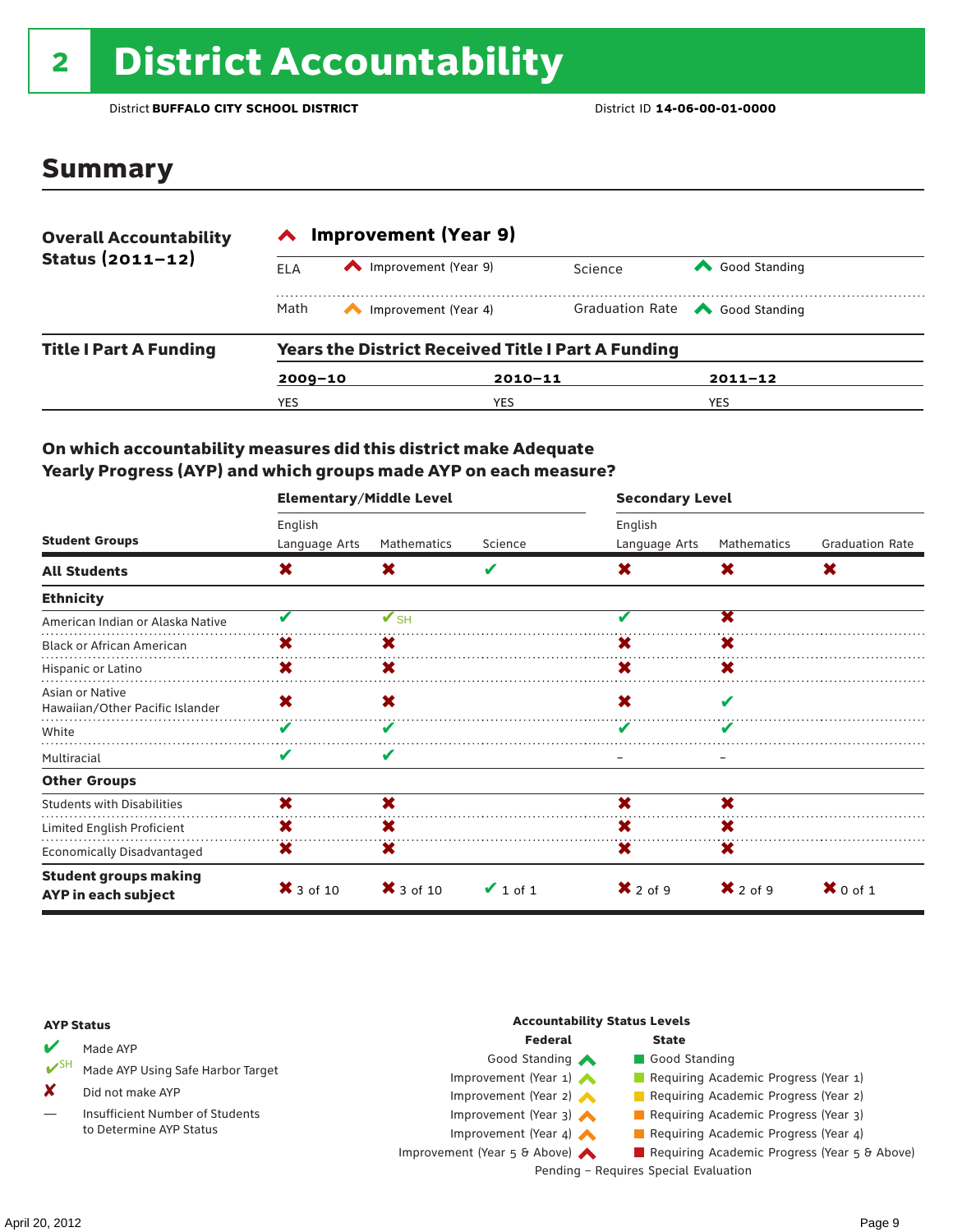# 2 District Accountability

District **BUFFALO CITY SCHOOL DISTRICT** District ID **14-06-00-01-0000**

## Summary

**Overall Accountability Status (2011–12)**

**Improvement (Year 9)**

| | | | |
|---|---|---|---|
| ELA | Improvement (Year 9) | Science | Good Standing |
| Math | Improvement (Year 4) | Graduation Rate | Good Standing |

**Title I Part A Funding**

**Years the District Received Title I Part A Funding**

| 2009–10 | 2010–11 | 2011–12 |
|---|---|---|
| YES | YES | YES |

### On which accountability measures did this district make Adequate Yearly Progress (AYP) and which groups made AYP on each measure?

| Student Groups | Elementary/Middle Level: English Language Arts | Elementary/Middle Level: Mathematics | Elementary/Middle Level: Science | Secondary Level: English Language Arts | Secondary Level: Mathematics | Secondary Level: Graduation Rate |
|---|---|---|---|---|---|---|
| **All Students** | ✘ | ✘ | ✔ | ✘ | ✘ | ✘ |
| **Ethnicity** | | | | | | |
| American Indian or Alaska Native | ✔ | ✔SH | | ✔ | ✘ | |
| Black or African American | ✘ | ✘ | | ✘ | ✘ | |
| Hispanic or Latino | ✘ | ✘ | | ✘ | ✘ | |
| Asian or Native Hawaiian/Other Pacific Islander | ✘ | ✘ | | ✘ | ✔ | |
| White | ✔ | ✔ | | ✔ | ✔ | |
| Multiracial | ✔ | ✔ | | – | – | |
| **Other Groups** | | | | | | |
| Students with Disabilities | ✘ | ✘ | | ✘ | ✘ | |
| Limited English Proficient | ✘ | ✘ | | ✘ | ✘ | |
| Economically Disadvantaged | ✘ | ✘ | | ✘ | ✘ | |
| **Student groups making AYP in each subject** | ✘ 3 of 10 | ✘ 3 of 10 | ✔ 1 of 1 | ✘ 2 of 9 | ✘ 2 of 9 | ✘ 0 of 1 |

**AYP Status**

- ✔ Made AYP
- ✔SH Made AYP Using Safe Harbor Target
- ✘ Did not make AYP
- — Insufficient Number of Students to Determine AYP Status

**Accountability Status Levels**

| Federal | State |
|---|---|
| Good Standing | Good Standing |
| Improvement (Year 1) | Requiring Academic Progress (Year 1) |
| Improvement (Year 2) | Requiring Academic Progress (Year 2) |
| Improvement (Year 3) | Requiring Academic Progress (Year 3) |
| Improvement (Year 4) | Requiring Academic Progress (Year 4) |
| Improvement (Year 5 & Above) | Requiring Academic Progress (Year 5 & Above) |

Pending – Requires Special Evaluation

April 20, 2012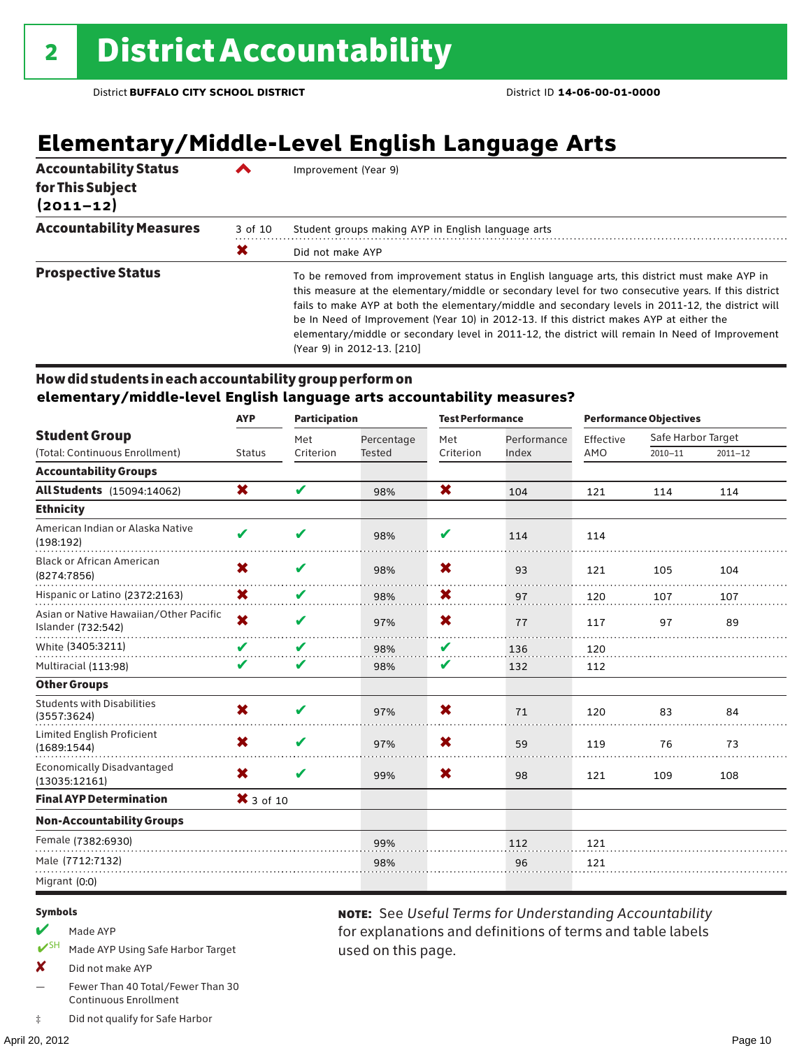# 2 District Accountability

District **BUFFALO CITY SCHOOL DISTRICT** District ID **14-06-00-01-0000**

## Elementary/Middle-Level English Language Arts

| | | |
|---|---|---|
| **Accountability Status for This Subject (2011–12)** | ^ | Improvement (Year 9) |
| **Accountability Measures** | 3 of 10 | Student groups making AYP in English language arts |
| | ✖ | Did not make AYP |
| **Prospective Status** | | To be removed from improvement status in English language arts, this district must make AYP in this measure at the elementary/middle or secondary level for two consecutive years. If this district fails to make AYP at both the elementary/middle and secondary levels in 2011-12, the district will be In Need of Improvement (Year 10) in 2012-13. If this district makes AYP at either the elementary/middle or secondary level in 2011-12, the district will remain In Need of Improvement (Year 9) in 2012-13. [210] |

### How did students in each accountability group perform on elementary/middle-level English language arts accountability measures?

| Student Group | AYP | Participation | | Test Performance | | Performance Objectives | | |
|---|---|---|---|---|---|---|---|---|
| (Total: Continuous Enrollment) | Status | Met Criterion | Percentage Tested | Met Criterion | Performance Index | Effective AMO | Safe Harbor Target 2010–11 | Safe Harbor Target 2011–12 |
| **Accountability Groups** | | | | | | | | |
| **All Students** (15094:14062) | ✖ | ✔ | 98% | ✖ | 104 | 121 | 114 | 114 |
| **Ethnicity** | | | | | | | | |
| American Indian or Alaska Native (198:192) | ✔ | ✔ | 98% | ✔ | 114 | 114 | | |
| Black or African American (8274:7856) | ✖ | ✔ | 98% | ✖ | 93 | 121 | 105 | 104 |
| Hispanic or Latino (2372:2163) | ✖ | ✔ | 98% | ✖ | 97 | 120 | 107 | 107 |
| Asian or Native Hawaiian/Other Pacific Islander (732:542) | ✖ | ✔ | 97% | ✖ | 77 | 117 | 97 | 89 |
| White (3405:3211) | ✔ | ✔ | 98% | ✔ | 136 | 120 | | |
| Multiracial (113:98) | ✔ | ✔ | 98% | ✔ | 132 | 112 | | |
| **Other Groups** | | | | | | | | |
| Students with Disabilities (3557:3624) | ✖ | ✔ | 97% | ✖ | 71 | 120 | 83 | 84 |
| Limited English Proficient (1689:1544) | ✖ | ✔ | 97% | ✖ | 59 | 119 | 76 | 73 |
| Economically Disadvantaged (13035:12161) | ✖ | ✔ | 99% | ✖ | 98 | 121 | 109 | 108 |
| **Final AYP Determination** | ✖ 3 of 10 | | | | | | | |
| **Non-Accountability Groups** | | | | | | | | |
| Female (7382:6930) | | | 99% | | 112 | 121 | | |
| Male (7712:7132) | | | 98% | | 96 | 121 | | |
| Migrant (0:0) | | | | | | | | |

**Symbols**

- ✔ Made AYP
- ✔SH Made AYP Using Safe Harbor Target
- ✖ Did not make AYP
- — Fewer Than 40 Total/Fewer Than 30 Continuous Enrollment
- ‡ Did not qualify for Safe Harbor

**NOTE:** See *Useful Terms for Understanding Accountability* for explanations and definitions of terms and table labels used on this page.

April 20, 2012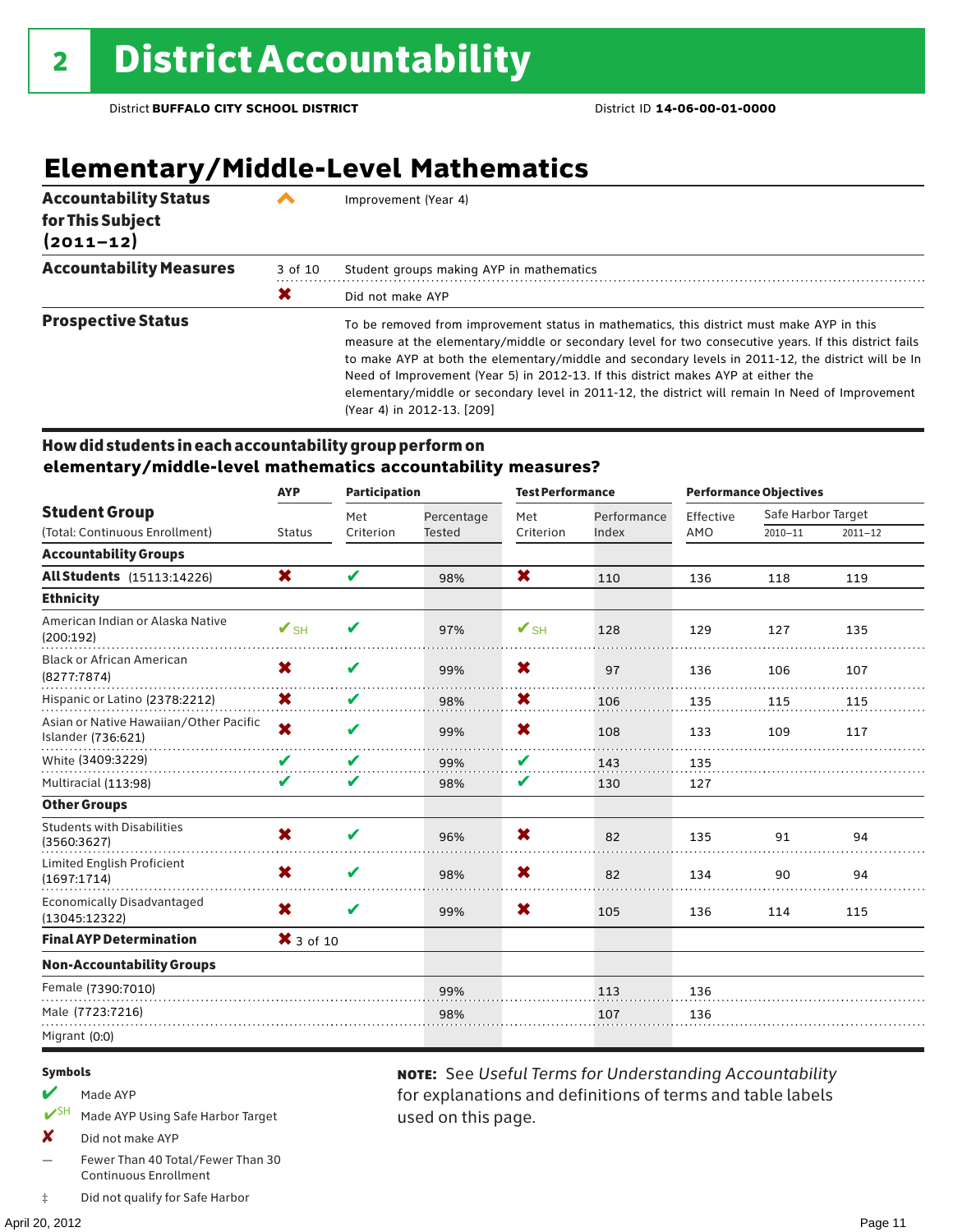# 2 District Accountability

District **BUFFALO CITY SCHOOL DISTRICT** District ID **14-06-00-01-0000**

## Elementary/Middle-Level Mathematics

| | | |
|---|---|---|
| **Accountability Status for This Subject (2011–12)** | ^ | Improvement (Year 4) |
| **Accountability Measures** | 3 of 10 | Student groups making AYP in mathematics |
| | ✖ | Did not make AYP |
| **Prospective Status** | | To be removed from improvement status in mathematics, this district must make AYP in this measure at the elementary/middle or secondary level for two consecutive years. If this district fails to make AYP at both the elementary/middle and secondary levels in 2011-12, the district will be In Need of Improvement (Year 5) in 2012-13. If this district makes AYP at either the elementary/middle or secondary level in 2011-12, the district will remain In Need of Improvement (Year 4) in 2012-13. [209] |

### How did students in each accountability group perform on elementary/middle-level mathematics accountability measures?

| Student Group (Total: Continuous Enrollment) | AYP Status | Participation: Met Criterion | Participation: Percentage Tested | Test Performance: Met Criterion | Test Performance: Performance Index | Performance Objectives: Effective AMO | Safe Harbor Target 2010–11 | Safe Harbor Target 2011–12 |
|---|---|---|---|---|---|---|---|---|
| **Accountability Groups** | | | | | | | | |
| **All Students** (15113:14226) | ✖ | ✔ | 98% | ✖ | 110 | 136 | 118 | 119 |
| **Ethnicity** | | | | | | | | |
| American Indian or Alaska Native (200:192) | ✔SH | ✔ | 97% | ✔SH | 128 | 129 | 127 | 135 |
| Black or African American (8277:7874) | ✖ | ✔ | 99% | ✖ | 97 | 136 | 106 | 107 |
| Hispanic or Latino (2378:2212) | ✖ | ✔ | 98% | ✖ | 106 | 135 | 115 | 115 |
| Asian or Native Hawaiian/Other Pacific Islander (736:621) | ✖ | ✔ | 99% | ✖ | 108 | 133 | 109 | 117 |
| White (3409:3229) | ✔ | ✔ | 99% | ✔ | 143 | 135 | | |
| Multiracial (113:98) | ✔ | ✔ | 98% | ✔ | 130 | 127 | | |
| **Other Groups** | | | | | | | | |
| Students with Disabilities (3560:3627) | ✖ | ✔ | 96% | ✖ | 82 | 135 | 91 | 94 |
| Limited English Proficient (1697:1714) | ✖ | ✔ | 98% | ✖ | 82 | 134 | 90 | 94 |
| Economically Disadvantaged (13045:12322) | ✖ | ✔ | 99% | ✖ | 105 | 136 | 114 | 115 |
| **Final AYP Determination** | ✖ 3 of 10 | | | | | | | |
| **Non-Accountability Groups** | | | | | | | | |
| Female (7390:7010) | | | 99% | | 113 | 136 | | |
| Male (7723:7216) | | | 98% | | 107 | 136 | | |
| Migrant (0:0) | | | | | | | | |

**Symbols**

- ✔ Made AYP
- ✔SH Made AYP Using Safe Harbor Target
- ✖ Did not make AYP
- — Fewer Than 40 Total/Fewer Than 30 Continuous Enrollment
- ‡ Did not qualify for Safe Harbor

**NOTE:** See *Useful Terms for Understanding Accountability* for explanations and definitions of terms and table labels used on this page.

April 20, 2012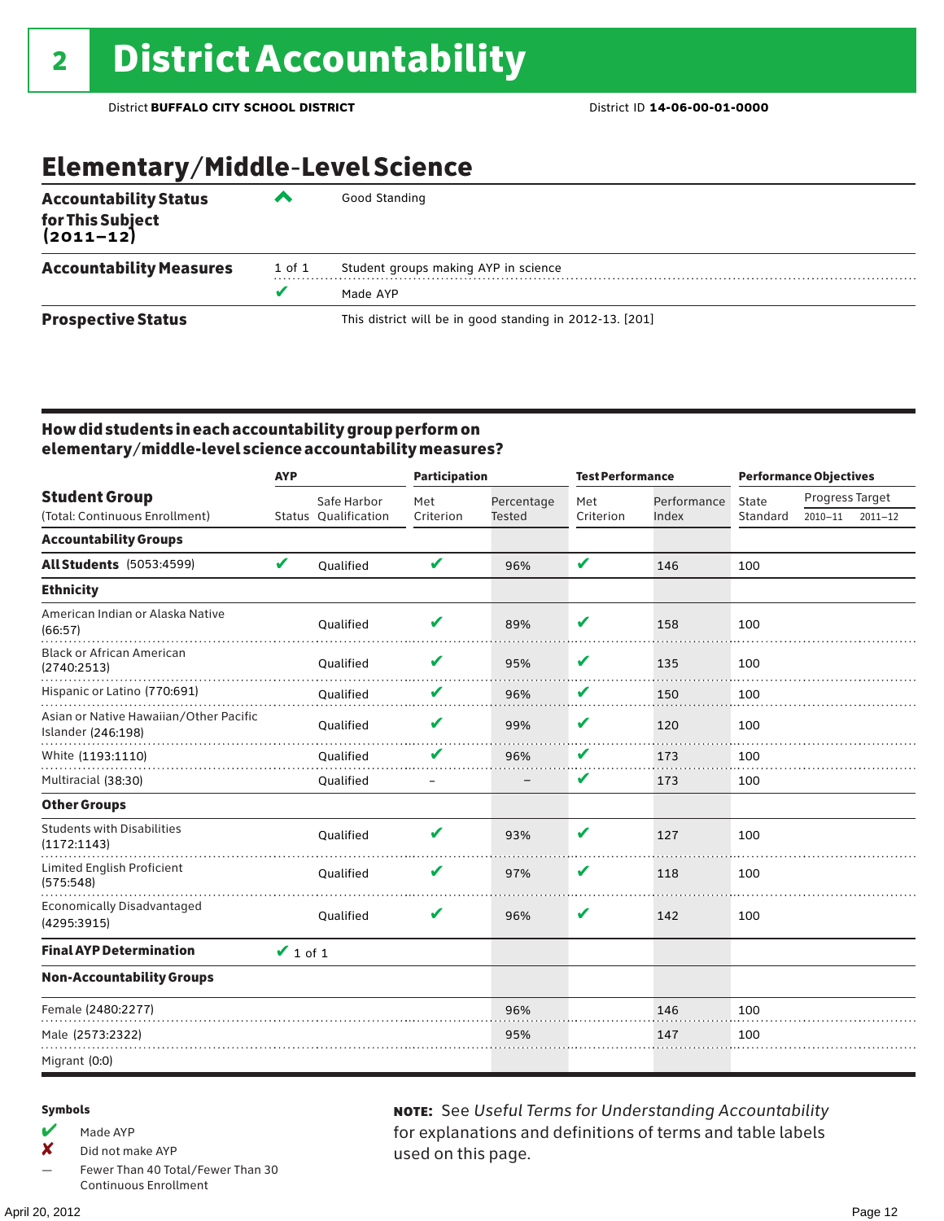# 2 District Accountability

District **BUFFALO CITY SCHOOL DISTRICT** District ID **14-06-00-01-0000**

## Elementary/Middle-Level Science

| | | |
|---|---|---|
| **Accountability Status for This Subject (2011–12)** | ^ | Good Standing |
| **Accountability Measures** | 1 of 1 | Student groups making AYP in science |
| | ✔ | Made AYP |
| **Prospective Status** | | This district will be in good standing in 2012-13. [201] |

### How did students in each accountability group perform on elementary/middle-level science accountability measures?

| Student Group (Total: Continuous Enrollment) | AYP | | Participation | | Test Performance | | Performance Objectives | | |
|---|---|---|---|---|---|---|---|---|---|
| | Status | Safe Harbor Qualification | Met Criterion | Percentage Tested | Met Criterion | Performance Index | State Standard | Progress Target 2010–11 | Progress Target 2011–12 |
| **Accountability Groups** | | | | | | | | | |
| **All Students** (5053:4599) | ✔ | Qualified | ✔ | 96% | ✔ | 146 | 100 | | |
| **Ethnicity** | | | | | | | | | |
| American Indian or Alaska Native (66:57) | | Qualified | ✔ | 89% | ✔ | 158 | 100 | | |
| Black or African American (2740:2513) | | Qualified | ✔ | 95% | ✔ | 135 | 100 | | |
| Hispanic or Latino (770:691) | | Qualified | ✔ | 96% | ✔ | 150 | 100 | | |
| Asian or Native Hawaiian/Other Pacific Islander (246:198) | | Qualified | ✔ | 99% | ✔ | 120 | 100 | | |
| White (1193:1110) | | Qualified | ✔ | 96% | ✔ | 173 | 100 | | |
| Multiracial (38:30) | | Qualified | – | – | ✔ | 173 | 100 | | |
| **Other Groups** | | | | | | | | | |
| Students with Disabilities (1172:1143) | | Qualified | ✔ | 93% | ✔ | 127 | 100 | | |
| Limited English Proficient (575:548) | | Qualified | ✔ | 97% | ✔ | 118 | 100 | | |
| Economically Disadvantaged (4295:3915) | | Qualified | ✔ | 96% | ✔ | 142 | 100 | | |
| **Final AYP Determination** | ✔ 1 of 1 | | | | | | | | |
| **Non-Accountability Groups** | | | | | | | | | |
| Female (2480:2277) | | | | 96% | | 146 | 100 | | |
| Male (2573:2322) | | | | 95% | | 147 | 100 | | |
| Migrant (0:0) | | | | | | | | | |

**Symbols**

- ✔ Made AYP
- ✘ Did not make AYP
- — Fewer Than 40 Total/Fewer Than 30 Continuous Enrollment

**NOTE:** See *Useful Terms for Understanding Accountability* for explanations and definitions of terms and table labels used on this page.

April 20, 2012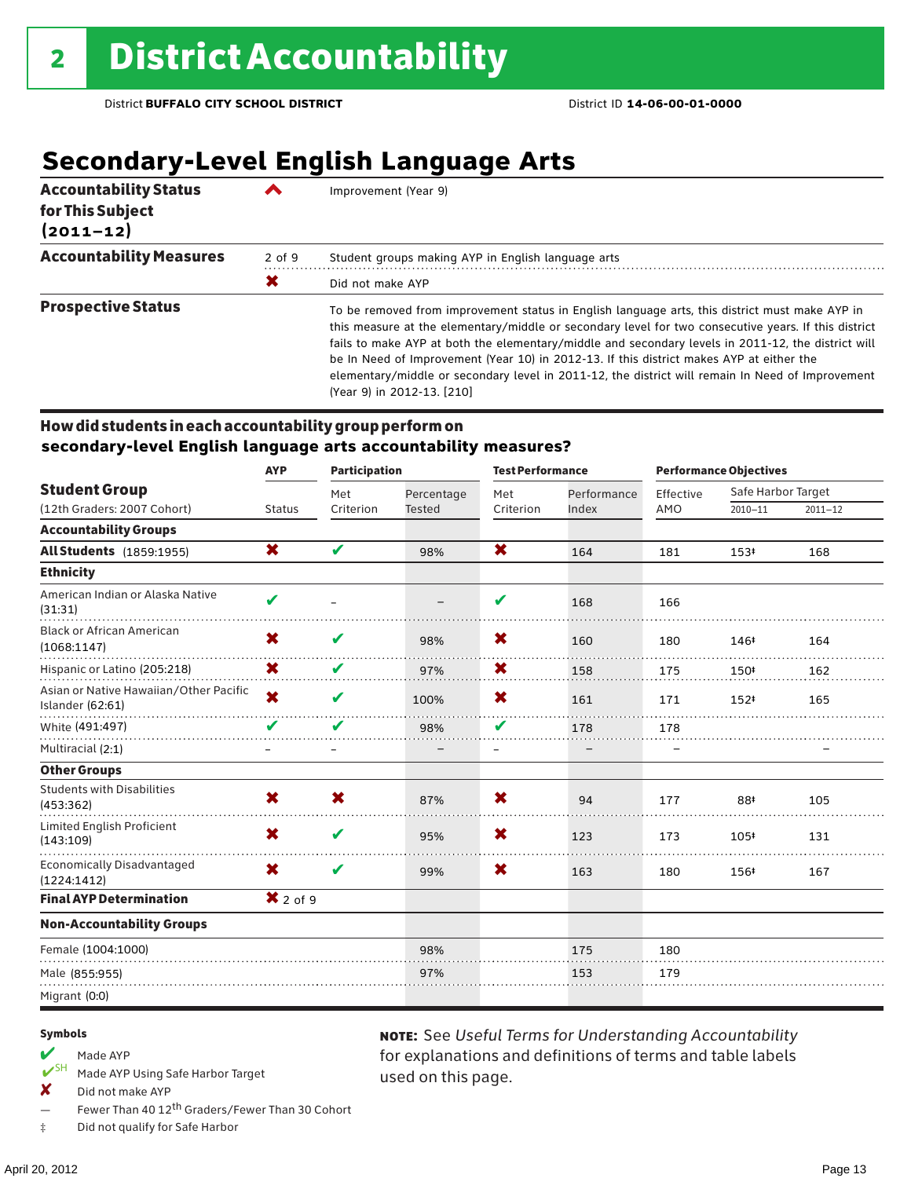# 2 District Accountability

District **BUFFALO CITY SCHOOL DISTRICT** District ID **14-06-00-01-0000**

## Secondary-Level English Language Arts

| | | |
|---|---|---|
| **Accountability Status for This Subject (2011–12)** | ^ | Improvement (Year 9) |
| **Accountability Measures** | 2 of 9 | Student groups making AYP in English language arts |
| | ✖ | Did not make AYP |
| **Prospective Status** | | To be removed from improvement status in English language arts, this district must make AYP in this measure at the elementary/middle or secondary level for two consecutive years. If this district fails to make AYP at both the elementary/middle and secondary levels in 2011-12, the district will be In Need of Improvement (Year 10) in 2012-13. If this district makes AYP at either the elementary/middle or secondary level in 2011-12, the district will remain In Need of Improvement (Year 9) in 2012-13. [210] |

### How did students in each accountability group perform on secondary-level English language arts accountability measures?

| Student Group (12th Graders: 2007 Cohort) | AYP Status | Participation: Met Criterion | Participation: Percentage Tested | Test Performance: Met Criterion | Test Performance: Performance Index | Performance Objectives: Effective AMO | Safe Harbor Target 2010–11 | Safe Harbor Target 2011–12 |
|---|---|---|---|---|---|---|---|---|
| **Accountability Groups** | | | | | | | | |
| **All Students** (1859:1955) | ✖ | ✔ | 98% | ✖ | 164 | 181 | 153‡ | 168 |
| **Ethnicity** | | | | | | | | |
| American Indian or Alaska Native (31:31) | ✔ | – | – | ✔ | 168 | 166 | | |
| Black or African American (1068:1147) | ✖ | ✔ | 98% | ✖ | 160 | 180 | 146‡ | 164 |
| Hispanic or Latino (205:218) | ✖ | ✔ | 97% | ✖ | 158 | 175 | 150‡ | 162 |
| Asian or Native Hawaiian/Other Pacific Islander (62:61) | ✖ | ✔ | 100% | ✖ | 161 | 171 | 152‡ | 165 |
| White (491:497) | ✔ | ✔ | 98% | ✔ | 178 | 178 | | |
| Multiracial (2:1) | – | – | – | – | – | – | | – |
| **Other Groups** | | | | | | | | |
| Students with Disabilities (453:362) | ✖ | ✖ | 87% | ✖ | 94 | 177 | 88‡ | 105 |
| Limited English Proficient (143:109) | ✖ | ✔ | 95% | ✖ | 123 | 173 | 105‡ | 131 |
| Economically Disadvantaged (1224:1412) | ✖ | ✔ | 99% | ✖ | 163 | 180 | 156‡ | 167 |
| **Final AYP Determination** | ✖ 2 of 9 | | | | | | | |
| **Non-Accountability Groups** | | | | | | | | |
| Female (1004:1000) | | | 98% | | 175 | 180 | | |
| Male (855:955) | | | 97% | | 153 | 179 | | |
| Migrant (0:0) | | | | | | | | |

**Symbols**

- ✔ Made AYP
- ✔SH Made AYP Using Safe Harbor Target
- ✖ Did not make AYP
- — Fewer Than 40 12th Graders/Fewer Than 30 Cohort
- ‡ Did not qualify for Safe Harbor

**NOTE:** See *Useful Terms for Understanding Accountability* for explanations and definitions of terms and table labels used on this page.

April 20, 2012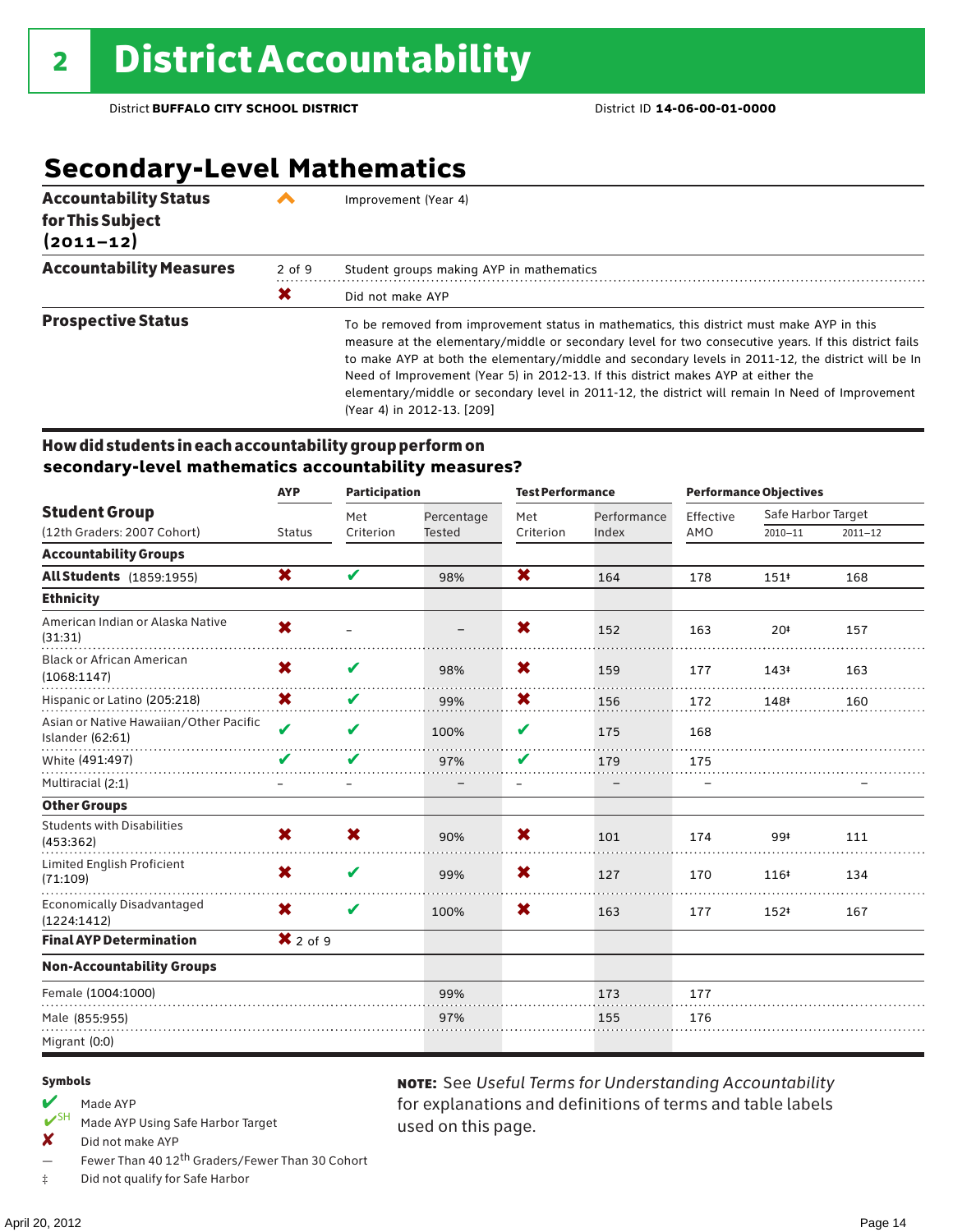## 2 District Accountability

District **BUFFALO CITY SCHOOL DISTRICT** District ID **14-06-00-01-0000**

## Secondary-Level Mathematics

| | | |
|---|---|---|
| **Accountability Status for This Subject (2011–12)** | ^ | Improvement (Year 4) |
| **Accountability Measures** | 2 of 9 | Student groups making AYP in mathematics |
| | ✖ | Did not make AYP |
| **Prospective Status** | | To be removed from improvement status in mathematics, this district must make AYP in this measure at the elementary/middle or secondary level for two consecutive years. If this district fails to make AYP at both the elementary/middle and secondary levels in 2011-12, the district will be In Need of Improvement (Year 5) in 2012-13. If this district makes AYP at either the elementary/middle or secondary level in 2011-12, the district will remain In Need of Improvement (Year 4) in 2012-13. [209] |

### How did students in each accountability group perform on secondary-level mathematics accountability measures?

| Student Group (12th Graders: 2007 Cohort) | AYP Status | Participation: Met Criterion | Participation: Percentage Tested | Test Performance: Met Criterion | Test Performance: Performance Index | Performance Objectives: Effective AMO | Safe Harbor Target 2010–11 | Safe Harbor Target 2011–12 |
|---|---|---|---|---|---|---|---|---|
| **Accountability Groups** | | | | | | | | |
| **All Students** (1859:1955) | ✖ | ✔ | 98% | ✖ | 164 | 178 | 151‡ | 168 |
| **Ethnicity** | | | | | | | | |
| American Indian or Alaska Native (31:31) | ✖ | – | – | ✖ | 152 | 163 | 20‡ | 157 |
| Black or African American (1068:1147) | ✖ | ✔ | 98% | ✖ | 159 | 177 | 143‡ | 163 |
| Hispanic or Latino (205:218) | ✖ | ✔ | 99% | ✖ | 156 | 172 | 148‡ | 160 |
| Asian or Native Hawaiian/Other Pacific Islander (62:61) | ✔ | ✔ | 100% | ✔ | 175 | 168 | | |
| White (491:497) | ✔ | ✔ | 97% | ✔ | 179 | 175 | | |
| Multiracial (2:1) | – | – | – | – | – | – | | – |
| **Other Groups** | | | | | | | | |
| Students with Disabilities (453:362) | ✖ | ✖ | 90% | ✖ | 101 | 174 | 99‡ | 111 |
| Limited English Proficient (71:109) | ✖ | ✔ | 99% | ✖ | 127 | 170 | 116‡ | 134 |
| Economically Disadvantaged (1224:1412) | ✖ | ✔ | 100% | ✖ | 163 | 177 | 152‡ | 167 |
| **Final AYP Determination** | ✖ 2 of 9 | | | | | | | |
| **Non-Accountability Groups** | | | | | | | | |
| Female (1004:1000) | | | 99% | | 173 | 177 | | |
| Male (855:955) | | | 97% | | 155 | 176 | | |
| Migrant (0:0) | | | | | | | | |

**Symbols**

- ✔ Made AYP
- ✔SH Made AYP Using Safe Harbor Target
- ✖ Did not make AYP
- — Fewer Than 40 12th Graders/Fewer Than 30 Cohort
- ‡ Did not qualify for Safe Harbor

**NOTE:** See *Useful Terms for Understanding Accountability* for explanations and definitions of terms and table labels used on this page.

April 20, 2012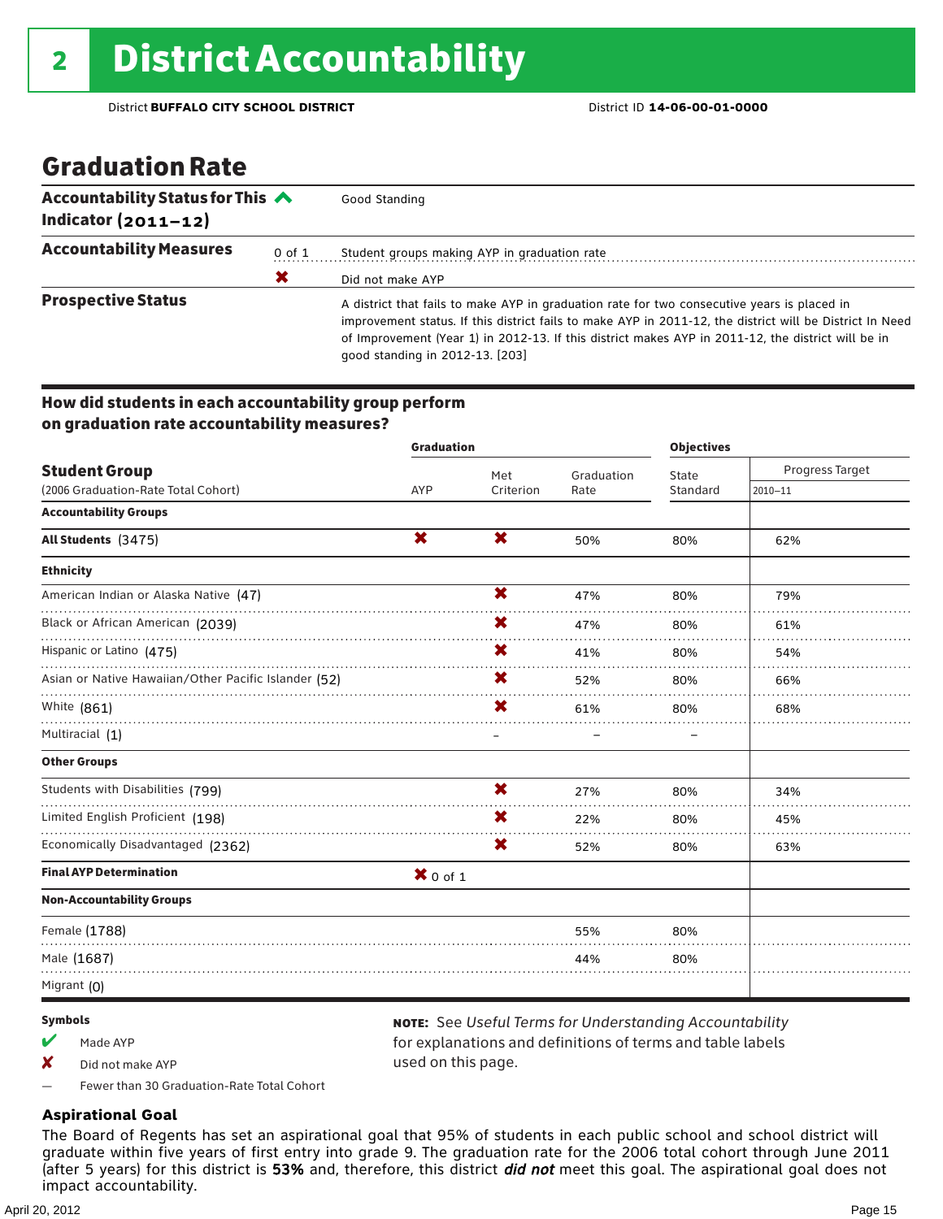# 2 District Accountability

District **BUFFALO CITY SCHOOL DISTRICT** District ID **14-06-00-01-0000**

## Graduation Rate

| | | |
|---|---|---|
| **Accountability Status for This Indicator (2011–12)** | | Good Standing |
| **Accountability Measures** | 0 of 1 | Student groups making AYP in graduation rate |
| | ✘ | Did not make AYP |
| **Prospective Status** | | A district that fails to make AYP in graduation rate for two consecutive years is placed in improvement status. If this district fails to make AYP in 2011-12, the district will be District In Need of Improvement (Year 1) in 2012-13. If this district makes AYP in 2011-12, the district will be in good standing in 2012-13. [203] |

### How did students in each accountability group perform on graduation rate accountability measures?

| Student Group (2006 Graduation-Rate Total Cohort) | Graduation: AYP | Graduation: Met Criterion | Graduation: Graduation Rate | Objectives: State Standard | Objectives: Progress Target 2010–11 |
|---|---|---|---|---|---|
| **Accountability Groups** | | | | | |
| **All Students** (3475) | ✘ | ✘ | 50% | 80% | 62% |
| **Ethnicity** | | | | | |
| American Indian or Alaska Native (47) | | ✘ | 47% | 80% | 79% |
| Black or African American (2039) | | ✘ | 47% | 80% | 61% |
| Hispanic or Latino (475) | | ✘ | 41% | 80% | 54% |
| Asian or Native Hawaiian/Other Pacific Islander (52) | | ✘ | 52% | 80% | 66% |
| White (861) | | ✘ | 61% | 80% | 68% |
| Multiracial (1) | | – | – | – | |
| **Other Groups** | | | | | |
| Students with Disabilities (799) | | ✘ | 27% | 80% | 34% |
| Limited English Proficient (198) | | ✘ | 22% | 80% | 45% |
| Economically Disadvantaged (2362) | | ✘ | 52% | 80% | 63% |
| **Final AYP Determination** | ✘ 0 of 1 | | | | |
| **Non-Accountability Groups** | | | | | |
| Female (1788) | | | 55% | 80% | |
| Male (1687) | | | 44% | 80% | |
| Migrant (0) | | | | | |

**Symbols**

- ✔ Made AYP
- ✘ Did not make AYP
- — Fewer than 30 Graduation-Rate Total Cohort

**NOTE:** See *Useful Terms for Understanding Accountability* for explanations and definitions of terms and table labels used on this page.

### Aspirational Goal

The Board of Regents has set an aspirational goal that 95% of students in each public school and school district will graduate within five years of first entry into grade 9. The graduation rate for the 2006 total cohort through June 2011 (after 5 years) for this district is **53%** and, therefore, this district ***did not*** meet this goal. The aspirational goal does not impact accountability.

April 20, 2012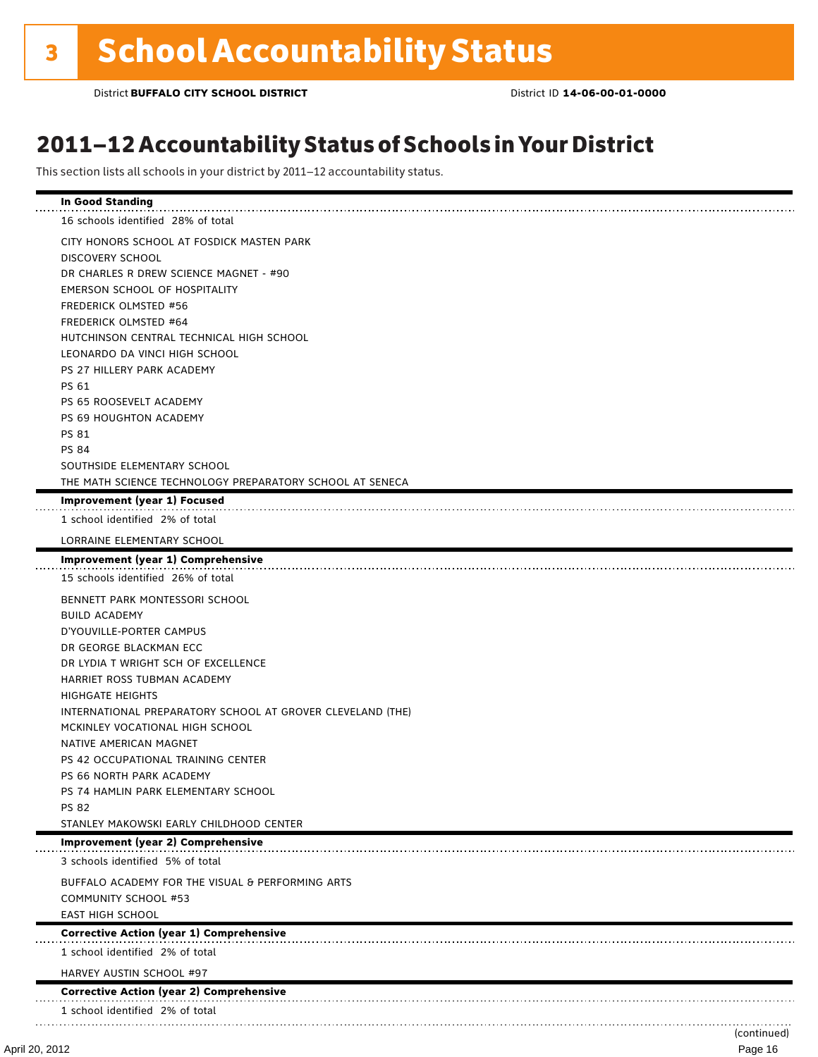# 3 School Accountability Status

District **BUFFALO CITY SCHOOL DISTRICT** District ID **14-06-00-01-0000**

## 2011–12 Accountability Status of Schools in Your District

This section lists all schools in your district by 2011–12 accountability status.

**In Good Standing**

16 schools identified 28% of total

CITY HONORS SCHOOL AT FOSDICK MASTEN PARK
DISCOVERY SCHOOL
DR CHARLES R DREW SCIENCE MAGNET - #90
EMERSON SCHOOL OF HOSPITALITY
FREDERICK OLMSTED #56
FREDERICK OLMSTED #64
HUTCHINSON CENTRAL TECHNICAL HIGH SCHOOL
LEONARDO DA VINCI HIGH SCHOOL
PS 27 HILLERY PARK ACADEMY
PS 61
PS 65 ROOSEVELT ACADEMY
PS 69 HOUGHTON ACADEMY
PS 81
PS 84
SOUTHSIDE ELEMENTARY SCHOOL
THE MATH SCIENCE TECHNOLOGY PREPARATORY SCHOOL AT SENECA

**Improvement (year 1) Focused**

1 school identified 2% of total

LORRAINE ELEMENTARY SCHOOL

**Improvement (year 1) Comprehensive**

15 schools identified 26% of total

BENNETT PARK MONTESSORI SCHOOL
BUILD ACADEMY
D'YOUVILLE-PORTER CAMPUS
DR GEORGE BLACKMAN ECC
DR LYDIA T WRIGHT SCH OF EXCELLENCE
HARRIET ROSS TUBMAN ACADEMY
HIGHGATE HEIGHTS
INTERNATIONAL PREPARATORY SCHOOL AT GROVER CLEVELAND (THE)
MCKINLEY VOCATIONAL HIGH SCHOOL
NATIVE AMERICAN MAGNET
PS 42 OCCUPATIONAL TRAINING CENTER
PS 66 NORTH PARK ACADEMY
PS 74 HAMLIN PARK ELEMENTARY SCHOOL
PS 82
STANLEY MAKOWSKI EARLY CHILDHOOD CENTER

**Improvement (year 2) Comprehensive**

3 schools identified 5% of total

BUFFALO ACADEMY FOR THE VISUAL & PERFORMING ARTS
COMMUNITY SCHOOL #53
EAST HIGH SCHOOL

**Corrective Action (year 1) Comprehensive**

1 school identified 2% of total

HARVEY AUSTIN SCHOOL #97

**Corrective Action (year 2) Comprehensive**

1 school identified 2% of total

(continued)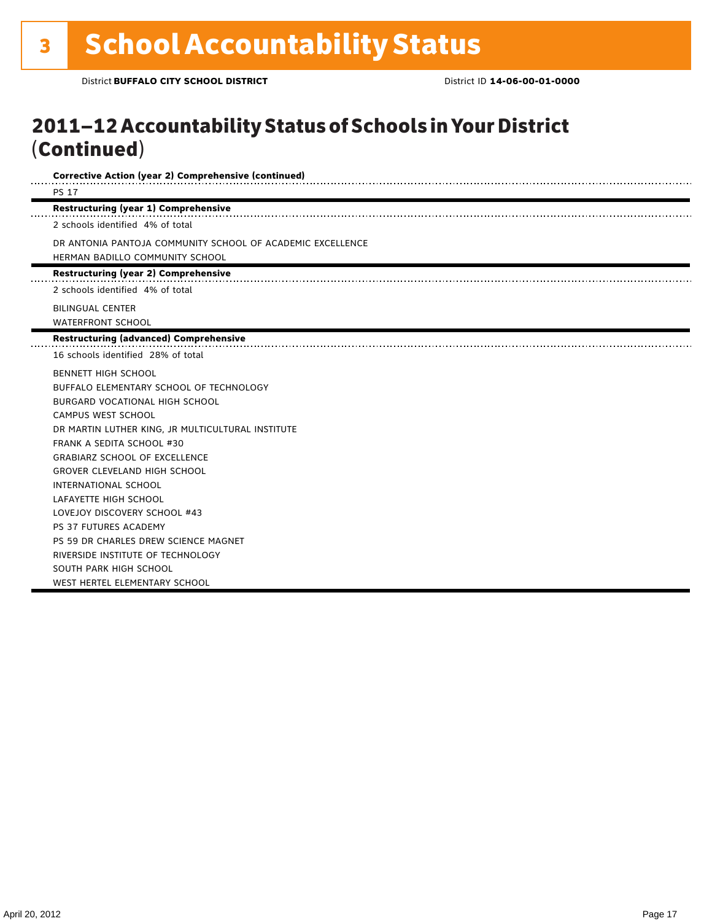# 3 School Accountability Status

District **BUFFALO CITY SCHOOL DISTRICT** District ID **14-06-00-01-0000**

## 2011–12 Accountability Status of Schools in Your District (Continued)

**Corrective Action (year 2) Comprehensive (continued)**

PS 17

**Restructuring (year 1) Comprehensive**

2 schools identified 4% of total

DR ANTONIA PANTOJA COMMUNITY SCHOOL OF ACADEMIC EXCELLENCE
HERMAN BADILLO COMMUNITY SCHOOL

**Restructuring (year 2) Comprehensive**

2 schools identified 4% of total

BILINGUAL CENTER
WATERFRONT SCHOOL

**Restructuring (advanced) Comprehensive**

16 schools identified 28% of total

BENNETT HIGH SCHOOL
BUFFALO ELEMENTARY SCHOOL OF TECHNOLOGY
BURGARD VOCATIONAL HIGH SCHOOL
CAMPUS WEST SCHOOL
DR MARTIN LUTHER KING, JR MULTICULTURAL INSTITUTE
FRANK A SEDITA SCHOOL #30
GRABIARZ SCHOOL OF EXCELLENCE
GROVER CLEVELAND HIGH SCHOOL
INTERNATIONAL SCHOOL
LAFAYETTE HIGH SCHOOL
LOVEJOY DISCOVERY SCHOOL #43
PS 37 FUTURES ACADEMY
PS 59 DR CHARLES DREW SCIENCE MAGNET
RIVERSIDE INSTITUTE OF TECHNOLOGY
SOUTH PARK HIGH SCHOOL
WEST HERTEL ELEMENTARY SCHOOL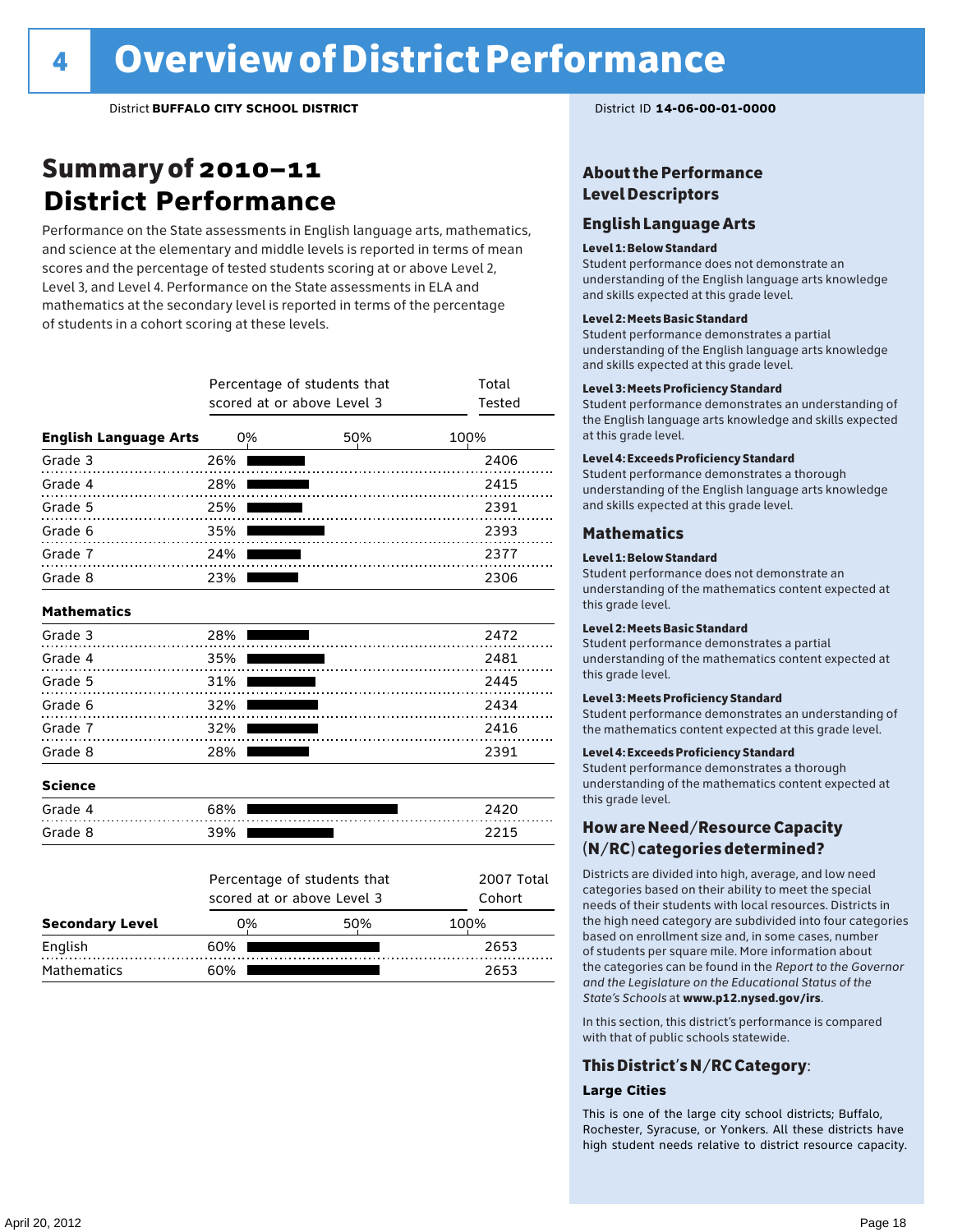# 4 Overview of District Performance

District **BUFFALO CITY SCHOOL DISTRICT**

District ID **14-06-00-01-0000**

## Summary of 2010–11 District Performance

Performance on the State assessments in English language arts, mathematics, and science at the elementary and middle levels is reported in terms of mean scores and the percentage of tested students scoring at or above Level 2, Level 3, and Level 4. Performance on the State assessments in ELA and mathematics at the secondary level is reported in terms of the percentage of students in a cohort scoring at these levels.

| | Percentage of students that scored at or above Level 3 | Total Tested |
|---|---|---|
| **English Language Arts** | | |
| Grade 3 | 26% | 2406 |
| Grade 4 | 28% | 2415 |
| Grade 5 | 25% | 2391 |
| Grade 6 | 35% | 2393 |
| Grade 7 | 24% | 2377 |
| Grade 8 | 23% | 2306 |
| **Mathematics** | | |
| Grade 3 | 28% | 2472 |
| Grade 4 | 35% | 2481 |
| Grade 5 | 31% | 2445 |
| Grade 6 | 32% | 2434 |
| Grade 7 | 32% | 2416 |
| Grade 8 | 28% | 2391 |
| **Science** | | |
| Grade 4 | 68% | 2420 |
| Grade 8 | 39% | 2215 |

| Secondary Level | Percentage of students that scored at or above Level 3 | 2007 Total Cohort |
|---|---|---|
| English | 60% | 2653 |
| Mathematics | 60% | 2653 |

### About the Performance Level Descriptors

#### English Language Arts

**Level 1: Below Standard**
Student performance does not demonstrate an understanding of the English language arts knowledge and skills expected at this grade level.

**Level 2: Meets Basic Standard**
Student performance demonstrates a partial understanding of the English language arts knowledge and skills expected at this grade level.

**Level 3: Meets Proficiency Standard**
Student performance demonstrates an understanding of the English language arts knowledge and skills expected at this grade level.

**Level 4: Exceeds Proficiency Standard**
Student performance demonstrates a thorough understanding of the English language arts knowledge and skills expected at this grade level.

#### Mathematics

**Level 1: Below Standard**
Student performance does not demonstrate an understanding of the mathematics content expected at this grade level.

**Level 2: Meets Basic Standard**
Student performance demonstrates a partial understanding of the mathematics content expected at this grade level.

**Level 3: Meets Proficiency Standard**
Student performance demonstrates an understanding of the mathematics content expected at this grade level.

**Level 4: Exceeds Proficiency Standard**
Student performance demonstrates a thorough understanding of the mathematics content expected at this grade level.

### How are Need/Resource Capacity (N/RC) categories determined?

Districts are divided into high, average, and low need categories based on their ability to meet the special needs of their students with local resources. Districts in the high need category are subdivided into four categories based on enrollment size and, in some cases, number of students per square mile. More information about the categories can be found in the *Report to the Governor and the Legislature on the Educational Status of the State's Schools* at **www.p12.nysed.gov/irs**.

In this section, this district's performance is compared with that of public schools statewide.

### This District's N/RC Category:

**Large Cities**

This is one of the large city school districts; Buffalo, Rochester, Syracuse, or Yonkers. All these districts have high student needs relative to district resource capacity.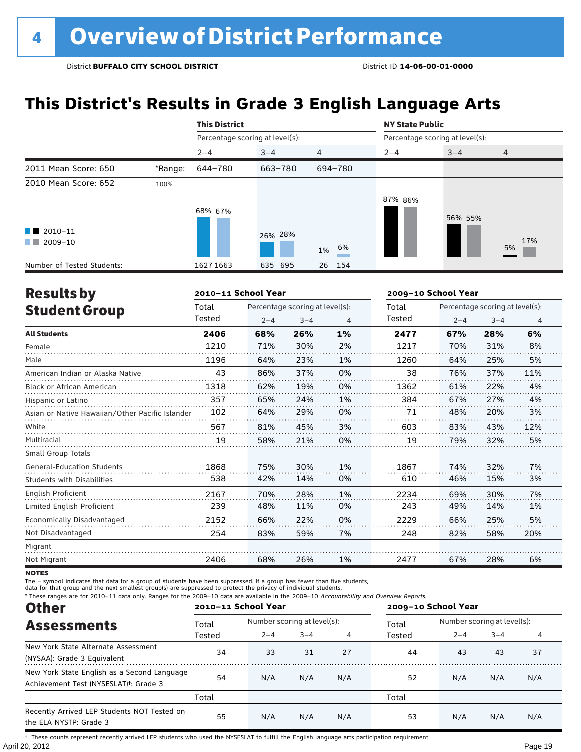# 4 Overview of District Performance

District **BUFFALO CITY SCHOOL DISTRICT** District ID **14-06-00-01-0000**

## This District's Results in Grade 3 English Language Arts

| | | This District | | | NY State Public | | |
|---|---|---|---|---|---|---|---|
| | | Percentage scoring at level(s): | | | Percentage scoring at level(s): | | |
| | | 2–4 | 3–4 | 4 | 2–4 | 3–4 | 4 |
| 2011 Mean Score: 650 | *Range: | 644–780 | 663–780 | 694–780 | | | |
| 2010 Mean Score: 652 | | | | | | | |
| 2010–11 | | 68% | 26% | 1% | 87% | 56% | 5% |
| 2009–10 | | 67% | 28% | 6% | 86% | 55% | 17% |
| Number of Tested Students: 2010–11 | | 1627 | 635 | 26 | | | |
| Number of Tested Students: 2009–10 | | 1663 | 695 | 154 | | | |

## Results by Student Group

| | 2010–11 School Year | | | | 2009–10 School Year | | | |
|---|---|---|---|---|---|---|---|---|
| | Total Tested | Percentage scoring at level(s): 2–4 | 3–4 | 4 | Total Tested | Percentage scoring at level(s): 2–4 | 3–4 | 4 |
| **All Students** | **2406** | **68%** | **26%** | **1%** | **2477** | **67%** | **28%** | **6%** |
| Female | 1210 | 71% | 30% | 2% | 1217 | 70% | 31% | 8% |
| Male | 1196 | 64% | 23% | 1% | 1260 | 64% | 25% | 5% |
| American Indian or Alaska Native | 43 | 86% | 37% | 0% | 38 | 76% | 37% | 11% |
| Black or African American | 1318 | 62% | 19% | 0% | 1362 | 61% | 22% | 4% |
| Hispanic or Latino | 357 | 65% | 24% | 1% | 384 | 67% | 27% | 4% |
| Asian or Native Hawaiian/Other Pacific Islander | 102 | 64% | 29% | 0% | 71 | 48% | 20% | 3% |
| White | 567 | 81% | 45% | 3% | 603 | 83% | 43% | 12% |
| Multiracial | 19 | 58% | 21% | 0% | 19 | 79% | 32% | 5% |
| Small Group Totals | | | | | | | | |
| General-Education Students | 1868 | 75% | 30% | 1% | 1867 | 74% | 32% | 7% |
| Students with Disabilities | 538 | 42% | 14% | 0% | 610 | 46% | 15% | 3% |
| English Proficient | 2167 | 70% | 28% | 1% | 2234 | 69% | 30% | 7% |
| Limited English Proficient | 239 | 48% | 11% | 0% | 243 | 49% | 14% | 1% |
| Economically Disadvantaged | 2152 | 66% | 22% | 0% | 2229 | 66% | 25% | 5% |
| Not Disadvantaged | 254 | 83% | 59% | 7% | 248 | 82% | 58% | 20% |
| Migrant | | | | | | | | |
| Not Migrant | 2406 | 68% | 26% | 1% | 2477 | 67% | 28% | 6% |

**NOTES**

The – symbol indicates that data for a group of students have been suppressed. If a group has fewer than five students, data for that group and the next smallest group(s) are suppressed to protect the privacy of individual students.

* These ranges are for 2010–11 data only. Ranges for the 2009–10 data are available in the 2009–10 *Accountability and Overview Reports.*

## Other Assessments

| | 2010–11 School Year | | | | 2009–10 School Year | | | |
|---|---|---|---|---|---|---|---|---|
| | Total Tested | Number scoring at level(s): 2–4 | 3–4 | 4 | Total Tested | Number scoring at level(s): 2–4 | 3–4 | 4 |
| New York State Alternate Assessment (NYSAA): Grade 3 Equivalent | 34 | 33 | 31 | 27 | 44 | 43 | 43 | 37 |
| New York State English as a Second Language Achievement Test (NYSESLAT)†: Grade 3 | 54 | N/A | N/A | N/A | 52 | N/A | N/A | N/A |
| | Total | | | | Total | | | |
| Recently Arrived LEP Students NOT Tested on the ELA NYSTP: Grade 3 | 55 | N/A | N/A | N/A | 53 | N/A | N/A | N/A |

† These counts represent recently arrived LEP students who used the NYSESLAT to fulfill the English language arts participation requirement.

April 20, 2012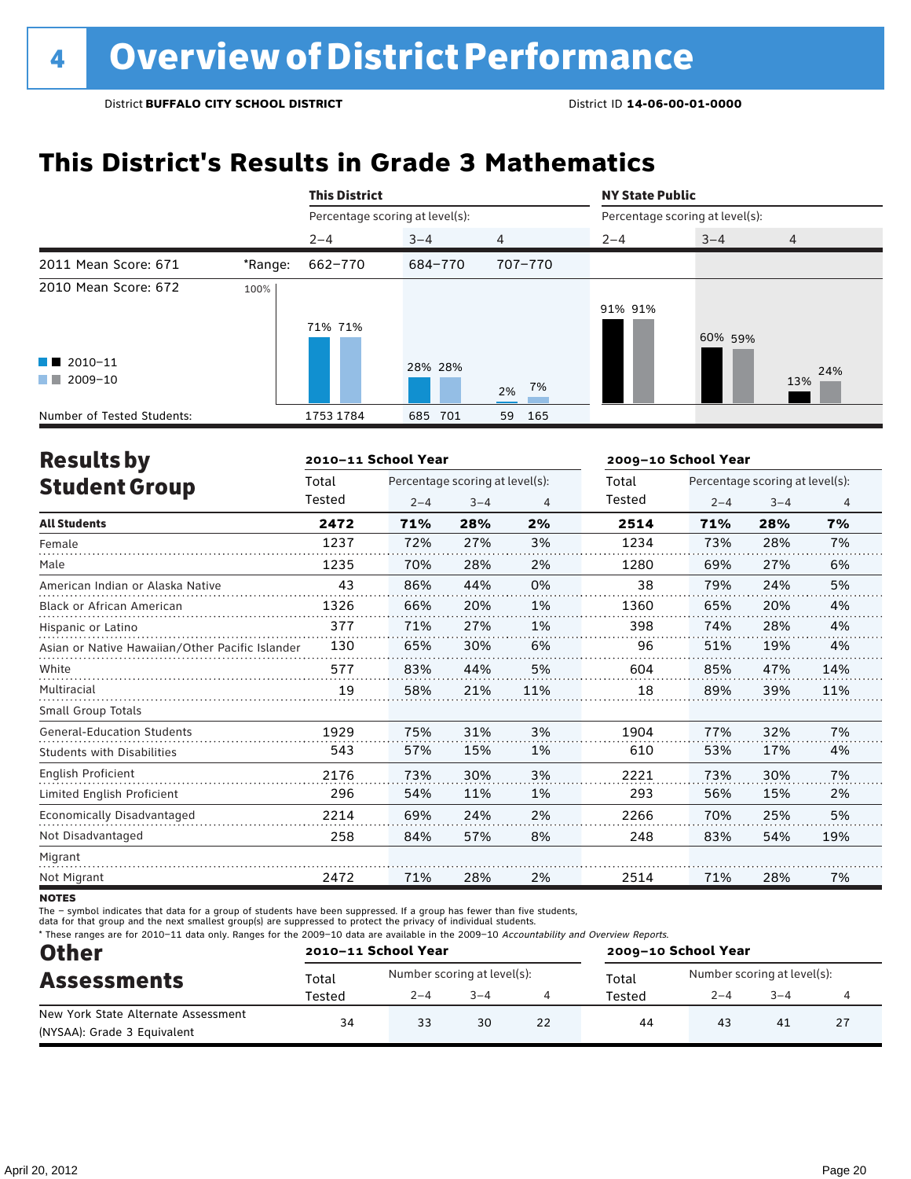# 4 Overview of District Performance

District **BUFFALO CITY SCHOOL DISTRICT** District ID **14-06-00-01-0000**

## This District's Results in Grade 3 Mathematics

| | | This District | | | NY State Public | | |
|---|---|---|---|---|---|---|---|
| | | Percentage scoring at level(s): | | | Percentage scoring at level(s): | | |
| | | 2–4 | 3–4 | 4 | 2–4 | 3–4 | 4 |
| 2011 Mean Score: 671 | *Range: | 662–770 | 684–770 | 707–770 | | | |
| 2010 Mean Score: 672 | | | | | | | |
| 2010–11 | | 71% | 28% | 2% | 91% | 60% | 13% |
| 2009–10 | | 71% | 28% | 7% | 91% | 59% | 24% |
| Number of Tested Students: 2010–11 | | 1753 | 685 | 59 | | | |
| Number of Tested Students: 2009–10 | | 1784 | 701 | 165 | | | |

## Results by Student Group

| | 2010–11 School Year | | | | 2009–10 School Year | | | |
|---|---|---|---|---|---|---|---|---|
| | Total Tested | Percentage scoring at level(s): | | | Total Tested | Percentage scoring at level(s): | | |
| | | 2–4 | 3–4 | 4 | | 2–4 | 3–4 | 4 |
| **All Students** | **2472** | **71%** | **28%** | **2%** | **2514** | **71%** | **28%** | **7%** |
| Female | 1237 | 72% | 27% | 3% | 1234 | 73% | 28% | 7% |
| Male | 1235 | 70% | 28% | 2% | 1280 | 69% | 27% | 6% |
| American Indian or Alaska Native | 43 | 86% | 44% | 0% | 38 | 79% | 24% | 5% |
| Black or African American | 1326 | 66% | 20% | 1% | 1360 | 65% | 20% | 4% |
| Hispanic or Latino | 377 | 71% | 27% | 1% | 398 | 74% | 28% | 4% |
| Asian or Native Hawaiian/Other Pacific Islander | 130 | 65% | 30% | 6% | 96 | 51% | 19% | 4% |
| White | 577 | 83% | 44% | 5% | 604 | 85% | 47% | 14% |
| Multiracial | 19 | 58% | 21% | 11% | 18 | 89% | 39% | 11% |
| Small Group Totals | | | | | | | | |
| General-Education Students | 1929 | 75% | 31% | 3% | 1904 | 77% | 32% | 7% |
| Students with Disabilities | 543 | 57% | 15% | 1% | 610 | 53% | 17% | 4% |
| English Proficient | 2176 | 73% | 30% | 3% | 2221 | 73% | 30% | 7% |
| Limited English Proficient | 296 | 54% | 11% | 1% | 293 | 56% | 15% | 2% |
| Economically Disadvantaged | 2214 | 69% | 24% | 2% | 2266 | 70% | 25% | 5% |
| Not Disadvantaged | 258 | 84% | 57% | 8% | 248 | 83% | 54% | 19% |
| Migrant | | | | | | | | |
| Not Migrant | 2472 | 71% | 28% | 2% | 2514 | 71% | 28% | 7% |

**NOTES**

The – symbol indicates that data for a group of students have been suppressed. If a group has fewer than five students, data for that group and the next smallest group(s) are suppressed to protect the privacy of individual students.

* These ranges are for 2010–11 data only. Ranges for the 2009–10 data are available in the 2009–10 *Accountability and Overview Reports.*

## Other Assessments

| | 2010–11 School Year | | | | 2009–10 School Year | | | |
|---|---|---|---|---|---|---|---|---|
| | Total Tested | Number scoring at level(s): | | | Total Tested | Number scoring at level(s): | | |
| | | 2–4 | 3–4 | 4 | | 2–4 | 3–4 | 4 |
| New York State Alternate Assessment (NYSAA): Grade 3 Equivalent | 34 | 33 | 30 | 22 | 44 | 43 | 41 | 27 |

April 20, 2012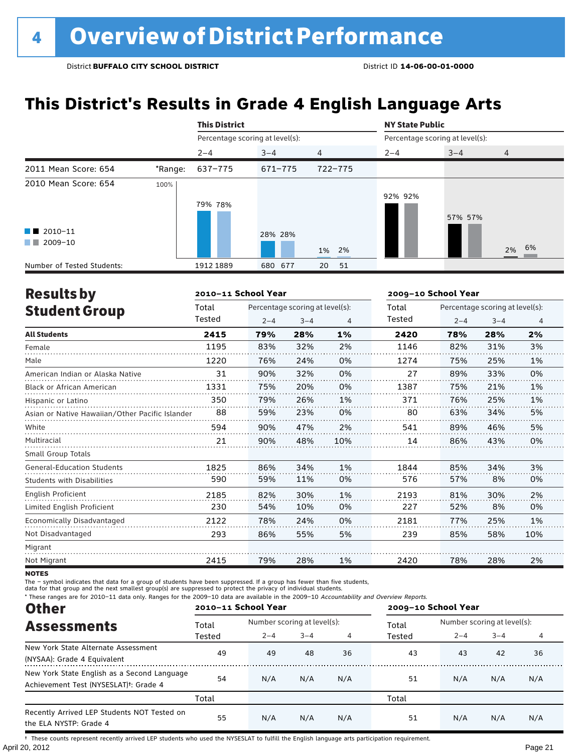# 4 Overview of District Performance

District **BUFFALO CITY SCHOOL DISTRICT** District ID **14-06-00-01-0000**

## This District's Results in Grade 4 English Language Arts

| | | This District | | | NY State Public | | |
|---|---|---|---|---|---|---|---|
| | | Percentage scoring at level(s): | | | Percentage scoring at level(s): | | |
| | | 2–4 | 3–4 | 4 | 2–4 | 3–4 | 4 |
| 2011 Mean Score: 654 | *Range: | 637–775 | 671–775 | 722–775 | | | |
| 2010 Mean Score: 654 | | | | | | | |
| 2010–11 | | 79% | 28% | 1% | 92% | 57% | 2% |
| 2009–10 | | 78% | 28% | 2% | 92% | 57% | 6% |
| Number of Tested Students: 2010–11 | | 1912 | 680 | 20 | | | |
| Number of Tested Students: 2009–10 | | 1889 | 677 | 51 | | | |

## Results by Student Group

| | 2010–11 School Year | | | | 2009–10 School Year | | | |
|---|---|---|---|---|---|---|---|---|
| | Total Tested | Percentage scoring at level(s): 2–4 | 3–4 | 4 | Total Tested | Percentage scoring at level(s): 2–4 | 3–4 | 4 |
| **All Students** | **2415** | **79%** | **28%** | **1%** | **2420** | **78%** | **28%** | **2%** |
| Female | 1195 | 83% | 32% | 2% | 1146 | 82% | 31% | 3% |
| Male | 1220 | 76% | 24% | 0% | 1274 | 75% | 25% | 1% |
| American Indian or Alaska Native | 31 | 90% | 32% | 0% | 27 | 89% | 33% | 0% |
| Black or African American | 1331 | 75% | 20% | 0% | 1387 | 75% | 21% | 1% |
| Hispanic or Latino | 350 | 79% | 26% | 1% | 371 | 76% | 25% | 1% |
| Asian or Native Hawaiian/Other Pacific Islander | 88 | 59% | 23% | 0% | 80 | 63% | 34% | 5% |
| White | 594 | 90% | 47% | 2% | 541 | 89% | 46% | 5% |
| Multiracial | 21 | 90% | 48% | 10% | 14 | 86% | 43% | 0% |
| Small Group Totals | | | | | | | | |
| General-Education Students | 1825 | 86% | 34% | 1% | 1844 | 85% | 34% | 3% |
| Students with Disabilities | 590 | 59% | 11% | 0% | 576 | 57% | 8% | 0% |
| English Proficient | 2185 | 82% | 30% | 1% | 2193 | 81% | 30% | 2% |
| Limited English Proficient | 230 | 54% | 10% | 0% | 227 | 52% | 8% | 0% |
| Economically Disadvantaged | 2122 | 78% | 24% | 0% | 2181 | 77% | 25% | 1% |
| Not Disadvantaged | 293 | 86% | 55% | 5% | 239 | 85% | 58% | 10% |
| Migrant | | | | | | | | |
| Not Migrant | 2415 | 79% | 28% | 1% | 2420 | 78% | 28% | 2% |

**NOTES**

The – symbol indicates that data for a group of students have been suppressed. If a group has fewer than five students, data for that group and the next smallest group(s) are suppressed to protect the privacy of individual students.

\* These ranges are for 2010–11 data only. Ranges for the 2009–10 data are available in the 2009–10 *Accountability and Overview Reports*.

## Other Assessments

| | 2010–11 School Year | | | | 2009–10 School Year | | | |
|---|---|---|---|---|---|---|---|---|
| | Total Tested | Number scoring at level(s): 2–4 | 3–4 | 4 | Total Tested | Number scoring at level(s): 2–4 | 3–4 | 4 |
| New York State Alternate Assessment (NYSAA): Grade 4 Equivalent | 49 | 49 | 48 | 36 | 43 | 43 | 42 | 36 |
| New York State English as a Second Language Achievement Test (NYSESLAT)†: Grade 4 | 54 | N/A | N/A | N/A | 51 | N/A | N/A | N/A |
| | Total | | | | Total | | | |
| Recently Arrived LEP Students NOT Tested on the ELA NYSTP: Grade 4 | 55 | N/A | N/A | N/A | 51 | N/A | N/A | N/A |

† These counts represent recently arrived LEP students who used the NYSESLAT to fulfill the English language arts participation requirement.

April 20, 2012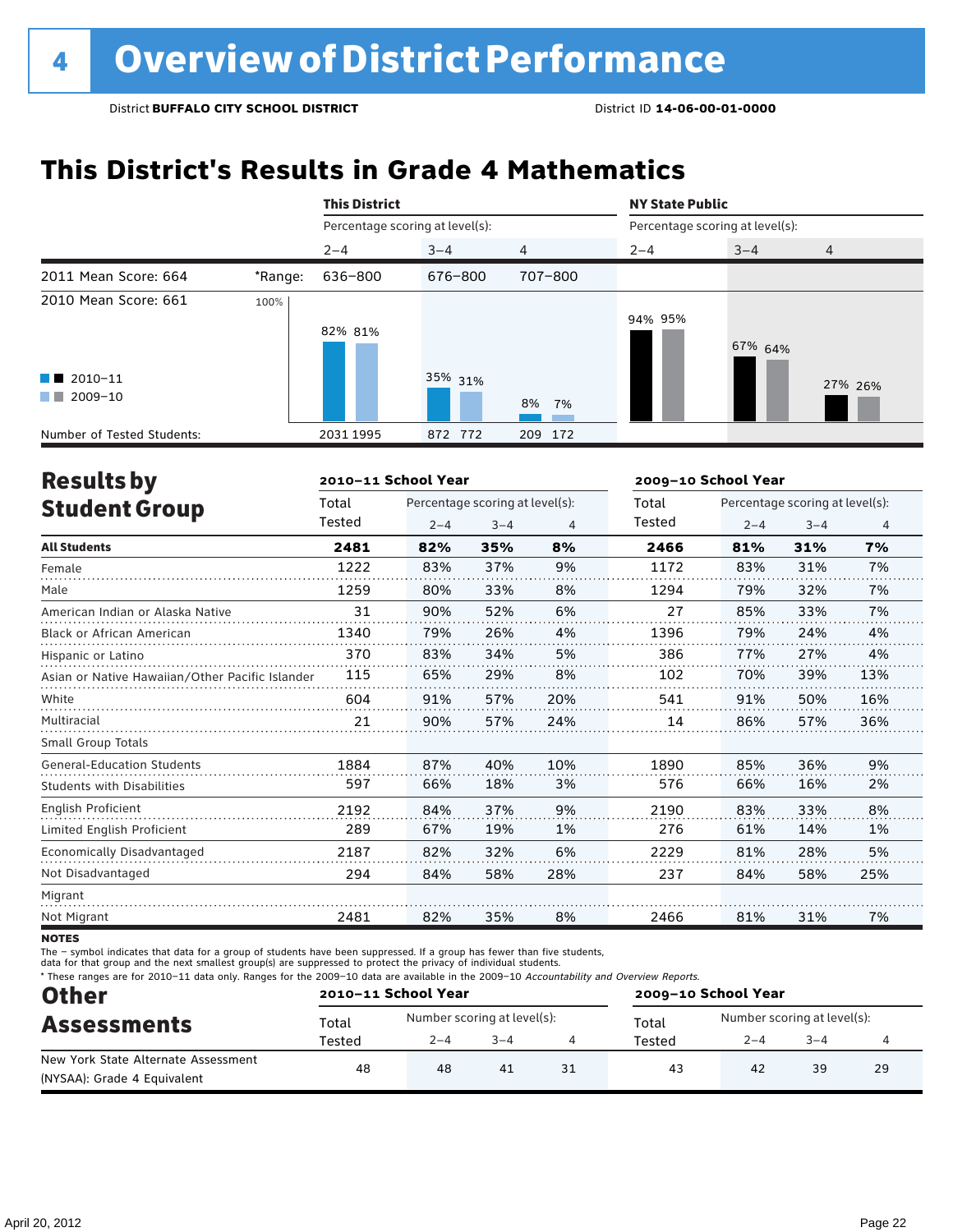# 4 Overview of District Performance

District **BUFFALO CITY SCHOOL DISTRICT** District ID **14-06-00-01-0000**

## This District's Results in Grade 4 Mathematics

| | | This District | | | NY State Public | | |
|---|---|---|---|---|---|---|---|
| | | Percentage scoring at level(s): | | | Percentage scoring at level(s): | | |
| | | 2–4 | 3–4 | 4 | 2–4 | 3–4 | 4 |
| 2011 Mean Score: 664 | *Range: | 636–800 | 676–800 | 707–800 | | | |
| 2010 Mean Score: 661 | | | | | | | |
| 2010–11 | | 82% | 35% | 8% | 94% | 67% | 27% |
| 2009–10 | | 81% | 31% | 7% | 95% | 64% | 26% |
| Number of Tested Students: | | 2031 1995 | 872 772 | 209 172 | | | |

## Results by Student Group

| | 2010–11 School Year | | | | 2009–10 School Year | | | |
|---|---|---|---|---|---|---|---|---|
| | Total Tested | Percentage scoring at level(s): 2–4 | 3–4 | 4 | Total Tested | Percentage scoring at level(s): 2–4 | 3–4 | 4 |
| **All Students** | **2481** | **82%** | **35%** | **8%** | **2466** | **81%** | **31%** | **7%** |
| Female | 1222 | 83% | 37% | 9% | 1172 | 83% | 31% | 7% |
| Male | 1259 | 80% | 33% | 8% | 1294 | 79% | 32% | 7% |
| American Indian or Alaska Native | 31 | 90% | 52% | 6% | 27 | 85% | 33% | 7% |
| Black or African American | 1340 | 79% | 26% | 4% | 1396 | 79% | 24% | 4% |
| Hispanic or Latino | 370 | 83% | 34% | 5% | 386 | 77% | 27% | 4% |
| Asian or Native Hawaiian/Other Pacific Islander | 115 | 65% | 29% | 8% | 102 | 70% | 39% | 13% |
| White | 604 | 91% | 57% | 20% | 541 | 91% | 50% | 16% |
| Multiracial | 21 | 90% | 57% | 24% | 14 | 86% | 57% | 36% |
| Small Group Totals | | | | | | | | |
| General-Education Students | 1884 | 87% | 40% | 10% | 1890 | 85% | 36% | 9% |
| Students with Disabilities | 597 | 66% | 18% | 3% | 576 | 66% | 16% | 2% |
| English Proficient | 2192 | 84% | 37% | 9% | 2190 | 83% | 33% | 8% |
| Limited English Proficient | 289 | 67% | 19% | 1% | 276 | 61% | 14% | 1% |
| Economically Disadvantaged | 2187 | 82% | 32% | 6% | 2229 | 81% | 28% | 5% |
| Not Disadvantaged | 294 | 84% | 58% | 28% | 237 | 84% | 58% | 25% |
| Migrant | | | | | | | | |
| Not Migrant | 2481 | 82% | 35% | 8% | 2466 | 81% | 31% | 7% |

**NOTES**

The – symbol indicates that data for a group of students have been suppressed. If a group has fewer than five students, data for that group and the next smallest group(s) are suppressed to protect the privacy of individual students.

\* These ranges are for 2010–11 data only. Ranges for the 2009–10 data are available in the 2009–10 *Accountability and Overview Reports.*

## Other Assessments

| | 2010–11 School Year | | | | 2009–10 School Year | | | |
|---|---|---|---|---|---|---|---|---|
| | Total Tested | Number scoring at level(s): 2–4 | 3–4 | 4 | Total Tested | Number scoring at level(s): 2–4 | 3–4 | 4 |
| New York State Alternate Assessment (NYSAA): Grade 4 Equivalent | 48 | 48 | 41 | 31 | 43 | 42 | 39 | 29 |

April 20, 2012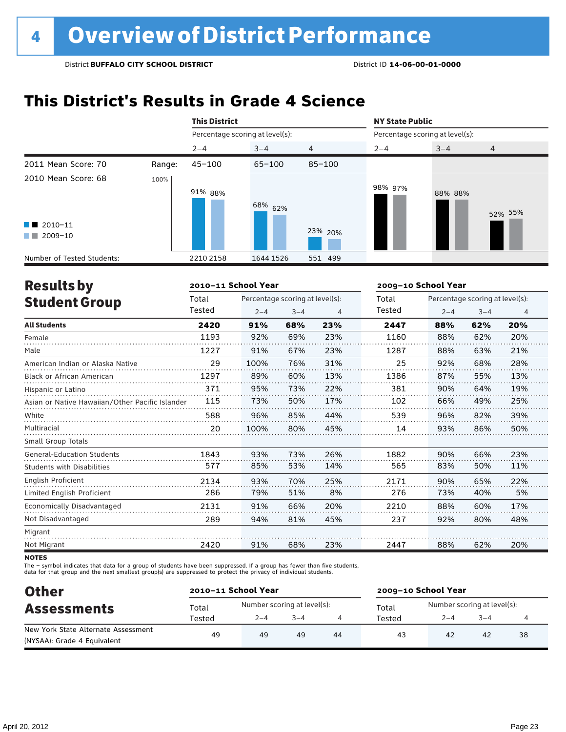# 4 Overview of District Performance

District **BUFFALO CITY SCHOOL DISTRICT** District ID **14-06-00-01-0000**

## This District's Results in Grade 4 Science

| | | This District | | | NY State Public | | |
|---|---|---|---|---|---|---|---|
| | | Percentage scoring at level(s): | | | Percentage scoring at level(s): | | |
| | | 2–4 | 3–4 | 4 | 2–4 | 3–4 | 4 |
| 2011 Mean Score: 70 | Range: | 45–100 | 65–100 | 85–100 | | | |
| 2010 Mean Score: 68 | | | | | | | |
| 2010–11 | | 91% | 68% | 23% | 98% | 88% | 52% |
| 2009–10 | | 88% | 62% | 20% | 97% | 88% | 55% |
| Number of Tested Students: 2010–11 | | 2210 | 1644 | 551 | | | |
| Number of Tested Students: 2009–10 | | 2158 | 1526 | 499 | | | |

## Results by Student Group

| | 2010–11 School Year | | | | 2009–10 School Year | | | |
|---|---|---|---|---|---|---|---|---|
| | Total Tested | Percentage scoring at level(s): 2–4 | 3–4 | 4 | Total Tested | Percentage scoring at level(s): 2–4 | 3–4 | 4 |
| **All Students** | **2420** | **91%** | **68%** | **23%** | **2447** | **88%** | **62%** | **20%** |
| Female | 1193 | 92% | 69% | 23% | 1160 | 88% | 62% | 20% |
| Male | 1227 | 91% | 67% | 23% | 1287 | 88% | 63% | 21% |
| American Indian or Alaska Native | 29 | 100% | 76% | 31% | 25 | 92% | 68% | 28% |
| Black or African American | 1297 | 89% | 60% | 13% | 1386 | 87% | 55% | 13% |
| Hispanic or Latino | 371 | 95% | 73% | 22% | 381 | 90% | 64% | 19% |
| Asian or Native Hawaiian/Other Pacific Islander | 115 | 73% | 50% | 17% | 102 | 66% | 49% | 25% |
| White | 588 | 96% | 85% | 44% | 539 | 96% | 82% | 39% |
| Multiracial | 20 | 100% | 80% | 45% | 14 | 93% | 86% | 50% |
| Small Group Totals | | | | | | | | |
| General-Education Students | 1843 | 93% | 73% | 26% | 1882 | 90% | 66% | 23% |
| Students with Disabilities | 577 | 85% | 53% | 14% | 565 | 83% | 50% | 11% |
| English Proficient | 2134 | 93% | 70% | 25% | 2171 | 90% | 65% | 22% |
| Limited English Proficient | 286 | 79% | 51% | 8% | 276 | 73% | 40% | 5% |
| Economically Disadvantaged | 2131 | 91% | 66% | 20% | 2210 | 88% | 60% | 17% |
| Not Disadvantaged | 289 | 94% | 81% | 45% | 237 | 92% | 80% | 48% |
| Migrant | | | | | | | | |
| Not Migrant | 2420 | 91% | 68% | 23% | 2447 | 88% | 62% | 20% |

**NOTES**

The – symbol indicates that data for a group of students have been suppressed. If a group has fewer than five students, data for that group and the next smallest group(s) are suppressed to protect the privacy of individual students.

## Other Assessments

| | 2010–11 School Year | | | | 2009–10 School Year | | | |
|---|---|---|---|---|---|---|---|---|
| | Total Tested | Number scoring at level(s): 2–4 | 3–4 | 4 | Total Tested | Number scoring at level(s): 2–4 | 3–4 | 4 |
| New York State Alternate Assessment (NYSAA): Grade 4 Equivalent | 49 | 49 | 49 | 44 | 43 | 42 | 42 | 38 |

April 20, 2012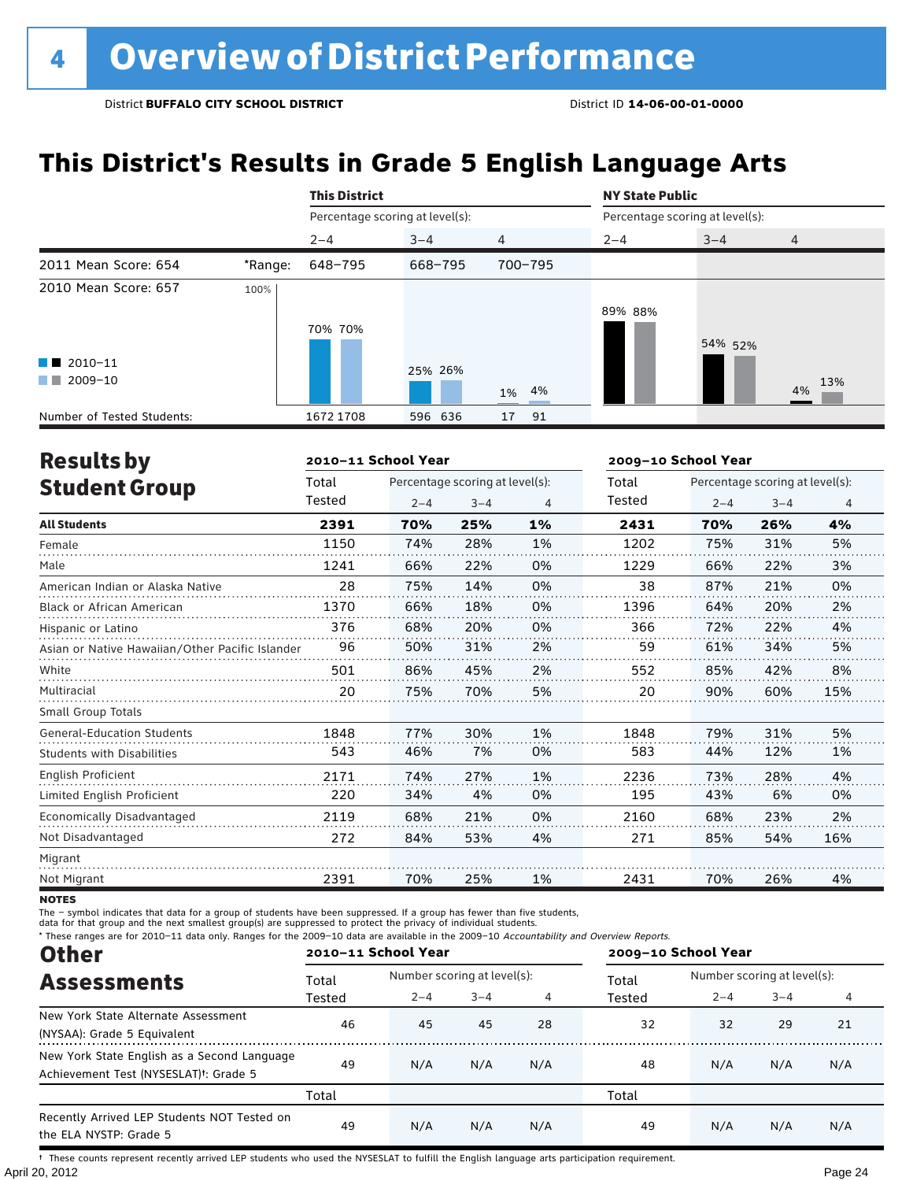# 4 Overview of District Performance

District **BUFFALO CITY SCHOOL DISTRICT** District ID **14-06-00-01-0000**

## This District's Results in Grade 5 English Language Arts

| | | This District | | | NY State Public | | |
|---|---|---|---|---|---|---|---|
| | | Percentage scoring at level(s): | | | Percentage scoring at level(s): | | |
| | | 2–4 | 3–4 | 4 | 2–4 | 3–4 | 4 |
| 2011 Mean Score: 654 | *Range: | 648–795 | 668–795 | 700–795 | | | |
| 2010 Mean Score: 657 | | | | | | | |
| 2010–11 | | 70% | 25% | 1% | 89% | 54% | 4% |
| 2009–10 | | 70% | 26% | 4% | 88% | 52% | 13% |
| Number of Tested Students: 2010–11 | | 1672 | 596 | 17 | | | |
| Number of Tested Students: 2009–10 | | 1708 | 636 | 91 | | | |

## Results by Student Group

| | 2010–11 School Year | | | | 2009–10 School Year | | | |
|---|---|---|---|---|---|---|---|---|
| | Total Tested | Percentage scoring at level(s): 2–4 | 3–4 | 4 | Total Tested | Percentage scoring at level(s): 2–4 | 3–4 | 4 |
| **All Students** | **2391** | **70%** | **25%** | **1%** | **2431** | **70%** | **26%** | **4%** |
| Female | 1150 | 74% | 28% | 1% | 1202 | 75% | 31% | 5% |
| Male | 1241 | 66% | 22% | 0% | 1229 | 66% | 22% | 3% |
| American Indian or Alaska Native | 28 | 75% | 14% | 0% | 38 | 87% | 21% | 0% |
| Black or African American | 1370 | 66% | 18% | 0% | 1396 | 64% | 20% | 2% |
| Hispanic or Latino | 376 | 68% | 20% | 0% | 366 | 72% | 22% | 4% |
| Asian or Native Hawaiian/Other Pacific Islander | 96 | 50% | 31% | 2% | 59 | 61% | 34% | 5% |
| White | 501 | 86% | 45% | 2% | 552 | 85% | 42% | 8% |
| Multiracial | 20 | 75% | 70% | 5% | 20 | 90% | 60% | 15% |
| Small Group Totals | | | | | | | | |
| General-Education Students | 1848 | 77% | 30% | 1% | 1848 | 79% | 31% | 5% |
| Students with Disabilities | 543 | 46% | 7% | 0% | 583 | 44% | 12% | 1% |
| English Proficient | 2171 | 74% | 27% | 1% | 2236 | 73% | 28% | 4% |
| Limited English Proficient | 220 | 34% | 4% | 0% | 195 | 43% | 6% | 0% |
| Economically Disadvantaged | 2119 | 68% | 21% | 0% | 2160 | 68% | 23% | 2% |
| Not Disadvantaged | 272 | 84% | 53% | 4% | 271 | 85% | 54% | 16% |
| Migrant | | | | | | | | |
| Not Migrant | 2391 | 70% | 25% | 1% | 2431 | 70% | 26% | 4% |

**NOTES**

The – symbol indicates that data for a group of students have been suppressed. If a group has fewer than five students, data for that group and the next smallest group(s) are suppressed to protect the privacy of individual students.

\* These ranges are for 2010–11 data only. Ranges for the 2009–10 data are available in the 2009–10 *Accountability and Overview Reports.*

## Other Assessments

| | 2010–11 School Year | | | | 2009–10 School Year | | | |
|---|---|---|---|---|---|---|---|---|
| | Total Tested | Number scoring at level(s): 2–4 | 3–4 | 4 | Total Tested | Number scoring at level(s): 2–4 | 3–4 | 4 |
| New York State Alternate Assessment (NYSAA): Grade 5 Equivalent | 46 | 45 | 45 | 28 | 32 | 32 | 29 | 21 |
| New York State English as a Second Language Achievement Test (NYSESLAT)†: Grade 5 | 49 | N/A | N/A | N/A | 48 | N/A | N/A | N/A |
| | Total | | | | Total | | | |
| Recently Arrived LEP Students NOT Tested on the ELA NYSTP: Grade 5 | 49 | N/A | N/A | N/A | 49 | N/A | N/A | N/A |

† These counts represent recently arrived LEP students who used the NYSESLAT to fulfill the English language arts participation requirement.

April 20, 2012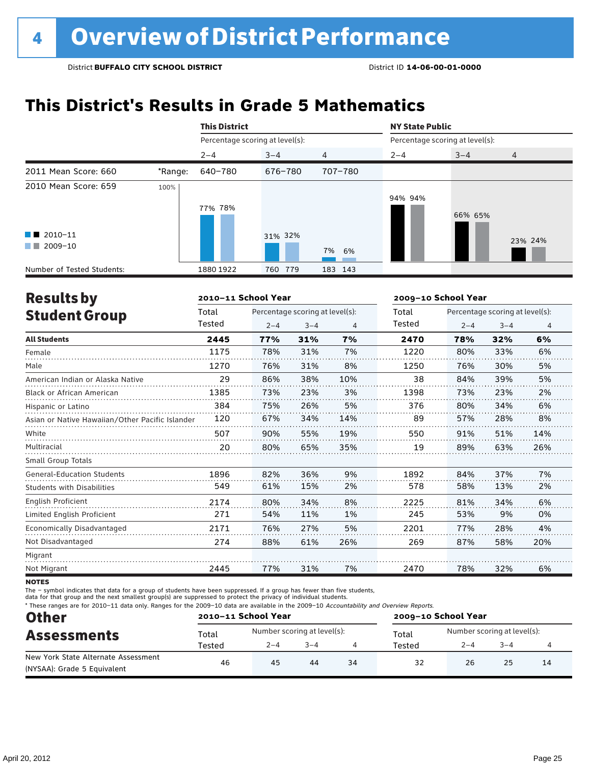# 4 Overview of District Performance

District **BUFFALO CITY SCHOOL DISTRICT** District ID **14-06-00-01-0000**

## This District's Results in Grade 5 Mathematics

| | | This District | | | NY State Public | | |
|---|---|---|---|---|---|---|---|
| | | Percentage scoring at level(s): | | | Percentage scoring at level(s): | | |
| | | 2–4 | 3–4 | 4 | 2–4 | 3–4 | 4 |
| 2011 Mean Score: 660 | *Range: | 640–780 | 676–780 | 707–780 | | | |
| 2010 Mean Score: 659 | | | | | | | |
| 2010–11 | | 77% | 31% | 7% | 94% | 66% | 23% |
| 2009–10 | | 78% | 32% | 6% | 94% | 65% | 24% |
| Number of Tested Students: | | 1880 1922 | 760 779 | 183 143 | | | |

## Results by Student Group

| | 2010–11 School Year | | | | 2009–10 School Year | | | |
|---|---|---|---|---|---|---|---|---|
| | Total Tested | Percentage scoring at level(s): 2–4 | 3–4 | 4 | Total Tested | Percentage scoring at level(s): 2–4 | 3–4 | 4 |
| **All Students** | **2445** | **77%** | **31%** | **7%** | **2470** | **78%** | **32%** | **6%** |
| Female | 1175 | 78% | 31% | 7% | 1220 | 80% | 33% | 6% |
| Male | 1270 | 76% | 31% | 8% | 1250 | 76% | 30% | 5% |
| American Indian or Alaska Native | 29 | 86% | 38% | 10% | 38 | 84% | 39% | 5% |
| Black or African American | 1385 | 73% | 23% | 3% | 1398 | 73% | 23% | 2% |
| Hispanic or Latino | 384 | 75% | 26% | 5% | 376 | 80% | 34% | 6% |
| Asian or Native Hawaiian/Other Pacific Islander | 120 | 67% | 34% | 14% | 89 | 57% | 28% | 8% |
| White | 507 | 90% | 55% | 19% | 550 | 91% | 51% | 14% |
| Multiracial | 20 | 80% | 65% | 35% | 19 | 89% | 63% | 26% |
| Small Group Totals | | | | | | | | |
| General-Education Students | 1896 | 82% | 36% | 9% | 1892 | 84% | 37% | 7% |
| Students with Disabilities | 549 | 61% | 15% | 2% | 578 | 58% | 13% | 2% |
| English Proficient | 2174 | 80% | 34% | 8% | 2225 | 81% | 34% | 6% |
| Limited English Proficient | 271 | 54% | 11% | 1% | 245 | 53% | 9% | 0% |
| Economically Disadvantaged | 2171 | 76% | 27% | 5% | 2201 | 77% | 28% | 4% |
| Not Disadvantaged | 274 | 88% | 61% | 26% | 269 | 87% | 58% | 20% |
| Migrant | | | | | | | | |
| Not Migrant | 2445 | 77% | 31% | 7% | 2470 | 78% | 32% | 6% |

**NOTES**

The – symbol indicates that data for a group of students have been suppressed. If a group has fewer than five students, data for that group and the next smallest group(s) are suppressed to protect the privacy of individual students.

* These ranges are for 2010–11 data only. Ranges for the 2009–10 data are available in the 2009–10 *Accountability and Overview Reports*.

## Other Assessments

| | 2010–11 School Year | | | | 2009–10 School Year | | | |
|---|---|---|---|---|---|---|---|---|
| | Total Tested | Number scoring at level(s): 2–4 | 3–4 | 4 | Total Tested | Number scoring at level(s): 2–4 | 3–4 | 4 |
| New York State Alternate Assessment (NYSAA): Grade 5 Equivalent | 46 | 45 | 44 | 34 | 32 | 26 | 25 | 14 |

April 20, 2012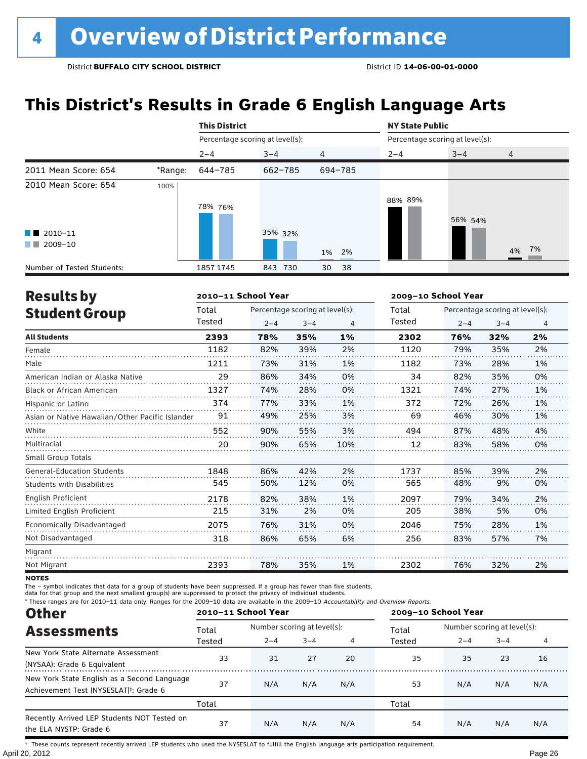# 4 Overview of District Performance

District **BUFFALO CITY SCHOOL DISTRICT** District ID **14-06-00-01-0000**

## This District's Results in Grade 6 English Language Arts

| | | This District | | | NY State Public | | |
|---|---|---|---|---|---|---|---|
| | | Percentage scoring at level(s): | | | Percentage scoring at level(s): | | |
| | | 2–4 | 3–4 | 4 | 2–4 | 3–4 | 4 |
| 2011 Mean Score: 654 | *Range: | 644–785 | 662–785 | 694–785 | | | |
| 2010 Mean Score: 654 | | | | | | | |
| 2010–11 | | 78% | 35% | 1% | 88% | 56% | 4% |
| 2009–10 | | 76% | 32% | 2% | 89% | 54% | 7% |
| Number of Tested Students: 2010–11 | | 1857 | 843 | 30 | | | |
| Number of Tested Students: 2009–10 | | 1745 | 730 | 38 | | | |

## Results by Student Group

| | 2010–11 School Year | | | | 2009–10 School Year | | | |
|---|---|---|---|---|---|---|---|---|
| | Total Tested | Percentage scoring at level(s): 2–4 | 3–4 | 4 | Total Tested | Percentage scoring at level(s): 2–4 | 3–4 | 4 |
| **All Students** | **2393** | **78%** | **35%** | **1%** | **2302** | **76%** | **32%** | **2%** |
| Female | 1182 | 82% | 39% | 2% | 1120 | 79% | 35% | 2% |
| Male | 1211 | 73% | 31% | 1% | 1182 | 73% | 28% | 1% |
| American Indian or Alaska Native | 29 | 86% | 34% | 0% | 34 | 82% | 35% | 0% |
| Black or African American | 1327 | 74% | 28% | 0% | 1321 | 74% | 27% | 1% |
| Hispanic or Latino | 374 | 77% | 33% | 1% | 372 | 72% | 26% | 1% |
| Asian or Native Hawaiian/Other Pacific Islander | 91 | 49% | 25% | 3% | 69 | 46% | 30% | 1% |
| White | 552 | 90% | 55% | 3% | 494 | 87% | 48% | 4% |
| Multiracial | 20 | 90% | 65% | 10% | 12 | 83% | 58% | 0% |
| Small Group Totals | | | | | | | | |
| General-Education Students | 1848 | 86% | 42% | 2% | 1737 | 85% | 39% | 2% |
| Students with Disabilities | 545 | 50% | 12% | 0% | 565 | 48% | 9% | 0% |
| English Proficient | 2178 | 82% | 38% | 1% | 2097 | 79% | 34% | 2% |
| Limited English Proficient | 215 | 31% | 2% | 0% | 205 | 38% | 5% | 0% |
| Economically Disadvantaged | 2075 | 76% | 31% | 0% | 2046 | 75% | 28% | 1% |
| Not Disadvantaged | 318 | 86% | 65% | 6% | 256 | 83% | 57% | 7% |
| Migrant | | | | | | | | |
| Not Migrant | 2393 | 78% | 35% | 1% | 2302 | 76% | 32% | 2% |

**NOTES**

The – symbol indicates that data for a group of students have been suppressed. If a group has fewer than five students, data for that group and the next smallest group(s) are suppressed to protect the privacy of individual students.

\* These ranges are for 2010–11 data only. Ranges for the 2009–10 data are available in the 2009–10 *Accountability and Overview Reports.*

## Other Assessments

| | 2010–11 School Year | | | | 2009–10 School Year | | | |
|---|---|---|---|---|---|---|---|---|
| | Total Tested | Number scoring at level(s): 2–4 | 3–4 | 4 | Total Tested | Number scoring at level(s): 2–4 | 3–4 | 4 |
| New York State Alternate Assessment (NYSAA): Grade 6 Equivalent | 33 | 31 | 27 | 20 | 35 | 35 | 23 | 16 |
| New York State English as a Second Language Achievement Test (NYSESLAT)†: Grade 6 | 37 | N/A | N/A | N/A | 53 | N/A | N/A | N/A |
| | Total | | | | Total | | | |
| Recently Arrived LEP Students NOT Tested on the ELA NYSTP: Grade 6 | 37 | N/A | N/A | N/A | 54 | N/A | N/A | N/A |

† These counts represent recently arrived LEP students who used the NYSESLAT to fulfill the English language arts participation requirement.

April 20, 2012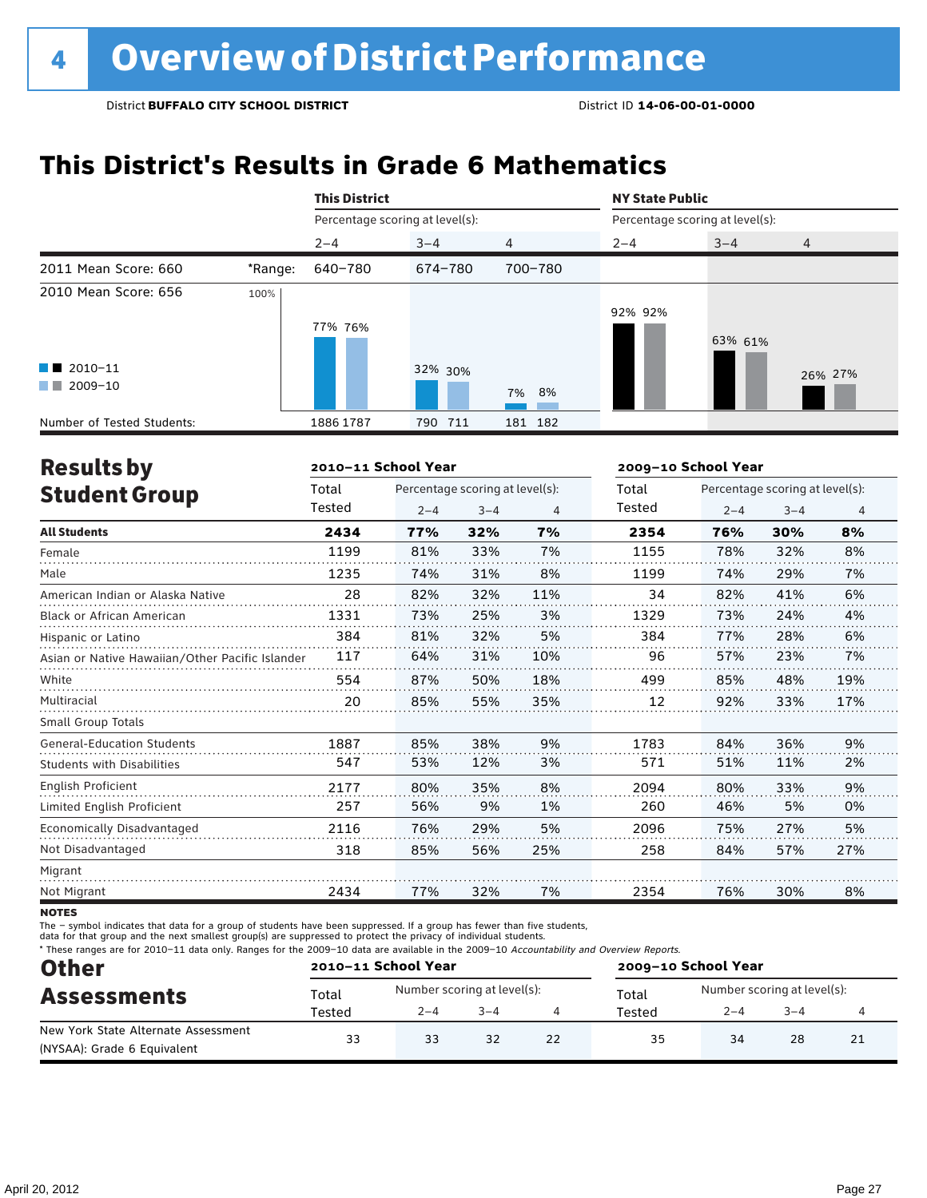# 4 Overview of District Performance

District **BUFFALO CITY SCHOOL DISTRICT** District ID **14-06-00-01-0000**

## This District's Results in Grade 6 Mathematics

| | | This District | | | NY State Public | | |
|---|---|---|---|---|---|---|---|
| | | Percentage scoring at level(s): | | | Percentage scoring at level(s): | | |
| | | 2–4 | 3–4 | 4 | 2–4 | 3–4 | 4 |
| 2011 Mean Score: 660 | *Range: | 640–780 | 674–780 | 700–780 | | | |
| 2010 Mean Score: 656 | 2010–11 | 77% | 32% | 7% | 92% | 63% | 26% |
| | 2009–10 | 76% | 30% | 8% | 92% | 61% | 27% |
| Number of Tested Students: | 2010–11 | 1886 | 790 | 181 | | | |
| | 2009–10 | 1787 | 711 | 182 | | | |

## Results by Student Group

| | 2010–11 School Year | | | | 2009–10 School Year | | | |
|---|---|---|---|---|---|---|---|---|
| | Total Tested | Percentage scoring at level(s): 2–4 | 3–4 | 4 | Total Tested | Percentage scoring at level(s): 2–4 | 3–4 | 4 |
| **All Students** | **2434** | **77%** | **32%** | **7%** | **2354** | **76%** | **30%** | **8%** |
| Female | 1199 | 81% | 33% | 7% | 1155 | 78% | 32% | 8% |
| Male | 1235 | 74% | 31% | 8% | 1199 | 74% | 29% | 7% |
| American Indian or Alaska Native | 28 | 82% | 32% | 11% | 34 | 82% | 41% | 6% |
| Black or African American | 1331 | 73% | 25% | 3% | 1329 | 73% | 24% | 4% |
| Hispanic or Latino | 384 | 81% | 32% | 5% | 384 | 77% | 28% | 6% |
| Asian or Native Hawaiian/Other Pacific Islander | 117 | 64% | 31% | 10% | 96 | 57% | 23% | 7% |
| White | 554 | 87% | 50% | 18% | 499 | 85% | 48% | 19% |
| Multiracial | 20 | 85% | 55% | 35% | 12 | 92% | 33% | 17% |
| Small Group Totals | | | | | | | | |
| General-Education Students | 1887 | 85% | 38% | 9% | 1783 | 84% | 36% | 9% |
| Students with Disabilities | 547 | 53% | 12% | 3% | 571 | 51% | 11% | 2% |
| English Proficient | 2177 | 80% | 35% | 8% | 2094 | 80% | 33% | 9% |
| Limited English Proficient | 257 | 56% | 9% | 1% | 260 | 46% | 5% | 0% |
| Economically Disadvantaged | 2116 | 76% | 29% | 5% | 2096 | 75% | 27% | 5% |
| Not Disadvantaged | 318 | 85% | 56% | 25% | 258 | 84% | 57% | 27% |
| Migrant | | | | | | | | |
| Not Migrant | 2434 | 77% | 32% | 7% | 2354 | 76% | 30% | 8% |

**NOTES**

The – symbol indicates that data for a group of students have been suppressed. If a group has fewer than five students, data for that group and the next smallest group(s) are suppressed to protect the privacy of individual students.

* These ranges are for 2010–11 data only. Ranges for the 2009–10 data are available in the 2009–10 *Accountability and Overview Reports.*

## Other Assessments

| | 2010–11 School Year | | | | 2009–10 School Year | | | |
|---|---|---|---|---|---|---|---|---|
| | Total Tested | Number scoring at level(s): 2–4 | 3–4 | 4 | Total Tested | Number scoring at level(s): 2–4 | 3–4 | 4 |
| New York State Alternate Assessment (NYSAA): Grade 6 Equivalent | 33 | 33 | 32 | 22 | 35 | 34 | 28 | 21 |

April 20, 2012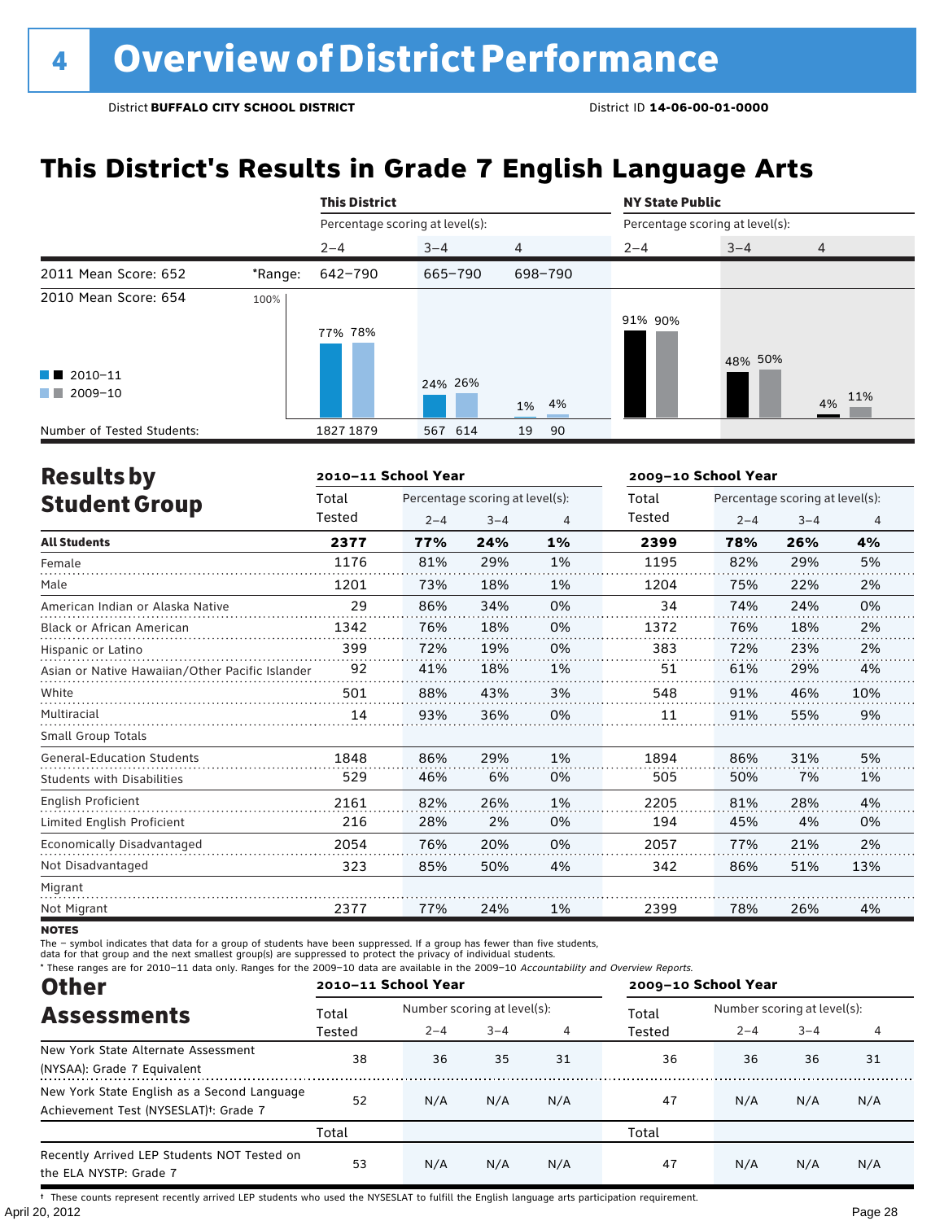# 4 Overview of District Performance

District **BUFFALO CITY SCHOOL DISTRICT** District ID **14-06-00-01-0000**

## This District's Results in Grade 7 English Language Arts

| | | This District | | | NY State Public | | |
|---|---|---|---|---|---|---|---|
| | | Percentage scoring at level(s): | | | Percentage scoring at level(s): | | |
| | | 2–4 | 3–4 | 4 | 2–4 | 3–4 | 4 |
| 2011 Mean Score: 652 | *Range: | 642–790 | 665–790 | 698–790 | | | |
| 2010 Mean Score: 654 | 2010–11 | 77% | 24% | 1% | 91% | 48% | 4% |
| | 2009–10 | 78% | 26% | 4% | 90% | 50% | 11% |
| Number of Tested Students: | 2010–11 | 1827 | 567 | 19 | | | |
| | 2009–10 | 1879 | 614 | 90 | | | |

## Results by Student Group

| | 2010–11 School Year | | | | 2009–10 School Year | | | |
|---|---|---|---|---|---|---|---|---|
| | Total Tested | Percentage scoring at level(s): 2–4 | 3–4 | 4 | Total Tested | Percentage scoring at level(s): 2–4 | 3–4 | 4 |
| **All Students** | **2377** | **77%** | **24%** | **1%** | **2399** | **78%** | **26%** | **4%** |
| Female | 1176 | 81% | 29% | 1% | 1195 | 82% | 29% | 5% |
| Male | 1201 | 73% | 18% | 1% | 1204 | 75% | 22% | 2% |
| American Indian or Alaska Native | 29 | 86% | 34% | 0% | 34 | 74% | 24% | 0% |
| Black or African American | 1342 | 76% | 18% | 0% | 1372 | 76% | 18% | 2% |
| Hispanic or Latino | 399 | 72% | 19% | 0% | 383 | 72% | 23% | 2% |
| Asian or Native Hawaiian/Other Pacific Islander | 92 | 41% | 18% | 1% | 51 | 61% | 29% | 4% |
| White | 501 | 88% | 43% | 3% | 548 | 91% | 46% | 10% |
| Multiracial | 14 | 93% | 36% | 0% | 11 | 91% | 55% | 9% |
| Small Group Totals | | | | | | | | |
| General-Education Students | 1848 | 86% | 29% | 1% | 1894 | 86% | 31% | 5% |
| Students with Disabilities | 529 | 46% | 6% | 0% | 505 | 50% | 7% | 1% |
| English Proficient | 2161 | 82% | 26% | 1% | 2205 | 81% | 28% | 4% |
| Limited English Proficient | 216 | 28% | 2% | 0% | 194 | 45% | 4% | 0% |
| Economically Disadvantaged | 2054 | 76% | 20% | 0% | 2057 | 77% | 21% | 2% |
| Not Disadvantaged | 323 | 85% | 50% | 4% | 342 | 86% | 51% | 13% |
| Migrant | | | | | | | | |
| Not Migrant | 2377 | 77% | 24% | 1% | 2399 | 78% | 26% | 4% |

**NOTES**

The – symbol indicates that data for a group of students have been suppressed. If a group has fewer than five students, data for that group and the next smallest group(s) are suppressed to protect the privacy of individual students.

* These ranges are for 2010–11 data only. Ranges for the 2009–10 data are available in the 2009–10 *Accountability and Overview Reports*.

## Other Assessments

| | 2010–11 School Year | | | | 2009–10 School Year | | | |
|---|---|---|---|---|---|---|---|---|
| | Total Tested | Number scoring at level(s): 2–4 | 3–4 | 4 | Total Tested | Number scoring at level(s): 2–4 | 3–4 | 4 |
| New York State Alternate Assessment (NYSAA): Grade 7 Equivalent | 38 | 36 | 35 | 31 | 36 | 36 | 36 | 31 |
| New York State English as a Second Language Achievement Test (NYSESLAT)†: Grade 7 | 52 | N/A | N/A | N/A | 47 | N/A | N/A | N/A |
| | Total | | | | Total | | | |
| Recently Arrived LEP Students NOT Tested on the ELA NYSTP: Grade 7 | 53 | N/A | N/A | N/A | 47 | N/A | N/A | N/A |

† These counts represent recently arrived LEP students who used the NYSESLAT to fulfill the English language arts participation requirement.

April 20, 2012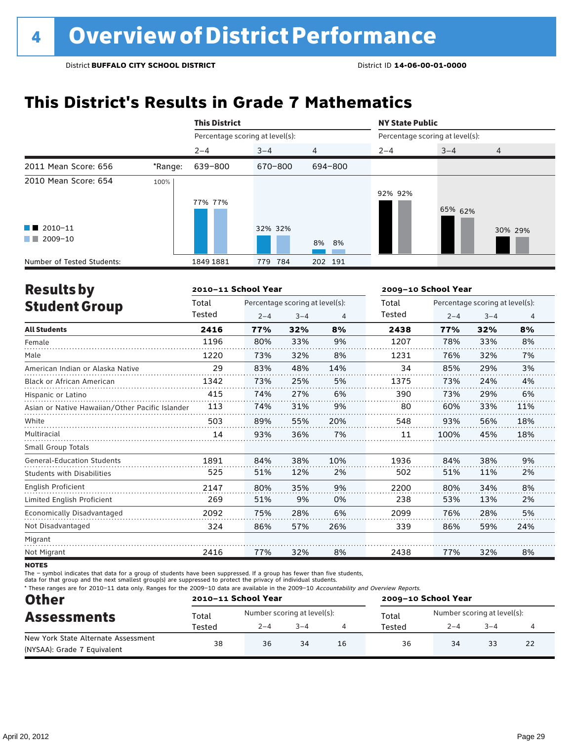# 4 Overview of District Performance

District **BUFFALO CITY SCHOOL DISTRICT** District ID **14-06-00-01-0000**

## This District's Results in Grade 7 Mathematics

| | | This District | | | NY State Public | | |
|---|---|---|---|---|---|---|---|
| | | Percentage scoring at level(s): | | | Percentage scoring at level(s): | | |
| | | 2–4 | 3–4 | 4 | 2–4 | 3–4 | 4 |
| 2011 Mean Score: 656 | *Range: | 639–800 | 670–800 | 694–800 | | | |
| 2010 Mean Score: 654 | | | | | | | |
| 2010–11 | | 77% | 32% | 8% | 92% | 65% | 30% |
| 2009–10 | | 77% | 32% | 8% | 92% | 62% | 29% |
| Number of Tested Students: | | 1849 1881 | 779 784 | 202 191 | | | |

## Results by Student Group

| | 2010–11 School Year | | | | 2009–10 School Year | | | |
|---|---|---|---|---|---|---|---|---|
| | Total Tested | Percentage scoring at level(s): 2–4 | 3–4 | 4 | Total Tested | Percentage scoring at level(s): 2–4 | 3–4 | 4 |
| **All Students** | **2416** | **77%** | **32%** | **8%** | **2438** | **77%** | **32%** | **8%** |
| Female | 1196 | 80% | 33% | 9% | 1207 | 78% | 33% | 8% |
| Male | 1220 | 73% | 32% | 8% | 1231 | 76% | 32% | 7% |
| American Indian or Alaska Native | 29 | 83% | 48% | 14% | 34 | 85% | 29% | 3% |
| Black or African American | 1342 | 73% | 25% | 5% | 1375 | 73% | 24% | 4% |
| Hispanic or Latino | 415 | 74% | 27% | 6% | 390 | 73% | 29% | 6% |
| Asian or Native Hawaiian/Other Pacific Islander | 113 | 74% | 31% | 9% | 80 | 60% | 33% | 11% |
| White | 503 | 89% | 55% | 20% | 548 | 93% | 56% | 18% |
| Multiracial | 14 | 93% | 36% | 7% | 11 | 100% | 45% | 18% |
| Small Group Totals | | | | | | | | |
| General-Education Students | 1891 | 84% | 38% | 10% | 1936 | 84% | 38% | 9% |
| Students with Disabilities | 525 | 51% | 12% | 2% | 502 | 51% | 11% | 2% |
| English Proficient | 2147 | 80% | 35% | 9% | 2200 | 80% | 34% | 8% |
| Limited English Proficient | 269 | 51% | 9% | 0% | 238 | 53% | 13% | 2% |
| Economically Disadvantaged | 2092 | 75% | 28% | 6% | 2099 | 76% | 28% | 5% |
| Not Disadvantaged | 324 | 86% | 57% | 26% | 339 | 86% | 59% | 24% |
| Migrant | | | | | | | | |
| Not Migrant | 2416 | 77% | 32% | 8% | 2438 | 77% | 32% | 8% |

**NOTES**

The – symbol indicates that data for a group of students have been suppressed. If a group has fewer than five students, data for that group and the next smallest group(s) are suppressed to protect the privacy of individual students.

* These ranges are for 2010–11 data only. Ranges for the 2009–10 data are available in the 2009–10 *Accountability and Overview Reports*.

## Other Assessments

| | 2010–11 School Year | | | | 2009–10 School Year | | | |
|---|---|---|---|---|---|---|---|---|
| | Total Tested | Number scoring at level(s): 2–4 | 3–4 | 4 | Total Tested | Number scoring at level(s): 2–4 | 3–4 | 4 |
| New York State Alternate Assessment (NYSAA): Grade 7 Equivalent | 38 | 36 | 34 | 16 | 36 | 34 | 33 | 22 |

April 20, 2012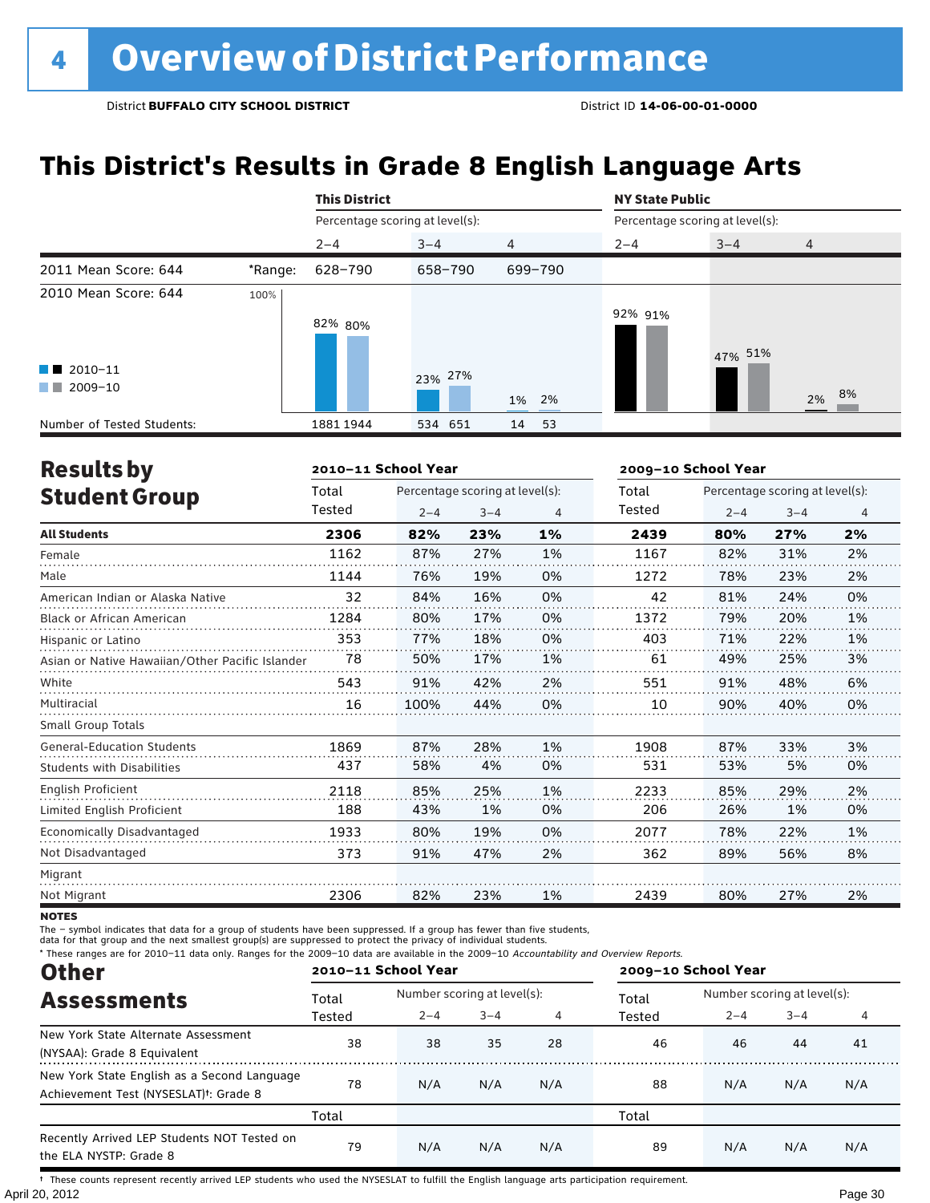# 4 Overview of District Performance

District **BUFFALO CITY SCHOOL DISTRICT** District ID **14-06-00-01-0000**

## This District's Results in Grade 8 English Language Arts

| | | This District | | | NY State Public | | |
|---|---|---|---|---|---|---|---|
| | | Percentage scoring at level(s): | | | Percentage scoring at level(s): | | |
| | | 2–4 | 3–4 | 4 | 2–4 | 3–4 | 4 |
| 2011 Mean Score: 644 | *Range: | 628–790 | 658–790 | 699–790 | | | |
| 2010 Mean Score: 644 | | | | | | | |
| 2010–11 | | 82% | 23% | 1% | 92% | 47% | 2% |
| 2009–10 | | 80% | 27% | 2% | 91% | 51% | 8% |
| Number of Tested Students: | | 1881 1944 | 534 651 | 14 53 | | | |

## Results by Student Group

| | 2010–11 School Year | | | | 2009–10 School Year | | | |
|---|---|---|---|---|---|---|---|---|
| | Total Tested | Percentage scoring at level(s): 2–4 | 3–4 | 4 | Total Tested | Percentage scoring at level(s): 2–4 | 3–4 | 4 |
| **All Students** | **2306** | **82%** | **23%** | **1%** | **2439** | **80%** | **27%** | **2%** |
| Female | 1162 | 87% | 27% | 1% | 1167 | 82% | 31% | 2% |
| Male | 1144 | 76% | 19% | 0% | 1272 | 78% | 23% | 2% |
| American Indian or Alaska Native | 32 | 84% | 16% | 0% | 42 | 81% | 24% | 0% |
| Black or African American | 1284 | 80% | 17% | 0% | 1372 | 79% | 20% | 1% |
| Hispanic or Latino | 353 | 77% | 18% | 0% | 403 | 71% | 22% | 1% |
| Asian or Native Hawaiian/Other Pacific Islander | 78 | 50% | 17% | 1% | 61 | 49% | 25% | 3% |
| White | 543 | 91% | 42% | 2% | 551 | 91% | 48% | 6% |
| Multiracial | 16 | 100% | 44% | 0% | 10 | 90% | 40% | 0% |
| Small Group Totals | | | | | | | | |
| General-Education Students | 1869 | 87% | 28% | 1% | 1908 | 87% | 33% | 3% |
| Students with Disabilities | 437 | 58% | 4% | 0% | 531 | 53% | 5% | 0% |
| English Proficient | 2118 | 85% | 25% | 1% | 2233 | 85% | 29% | 2% |
| Limited English Proficient | 188 | 43% | 1% | 0% | 206 | 26% | 1% | 0% |
| Economically Disadvantaged | 1933 | 80% | 19% | 0% | 2077 | 78% | 22% | 1% |
| Not Disadvantaged | 373 | 91% | 47% | 2% | 362 | 89% | 56% | 8% |
| Migrant | | | | | | | | |
| Not Migrant | 2306 | 82% | 23% | 1% | 2439 | 80% | 27% | 2% |

**NOTES**

The – symbol indicates that data for a group of students have been suppressed. If a group has fewer than five students, data for that group and the next smallest group(s) are suppressed to protect the privacy of individual students.

\* These ranges are for 2010–11 data only. Ranges for the 2009–10 data are available in the 2009–10 *Accountability and Overview Reports*.

## Other Assessments

| | 2010–11 School Year | | | | 2009–10 School Year | | | |
|---|---|---|---|---|---|---|---|---|
| | Total Tested | Number scoring at level(s): 2–4 | 3–4 | 4 | Total Tested | Number scoring at level(s): 2–4 | 3–4 | 4 |
| New York State Alternate Assessment (NYSAA): Grade 8 Equivalent | 38 | 38 | 35 | 28 | 46 | 46 | 44 | 41 |
| New York State English as a Second Language Achievement Test (NYSESLAT)†: Grade 8 | 78 | N/A | N/A | N/A | 88 | N/A | N/A | N/A |
| | Total | | | | Total | | | |
| Recently Arrived LEP Students NOT Tested on the ELA NYSTP: Grade 8 | 79 | N/A | N/A | N/A | 89 | N/A | N/A | N/A |

† These counts represent recently arrived LEP students who used the NYSESLAT to fulfill the English language arts participation requirement.

April 20, 2012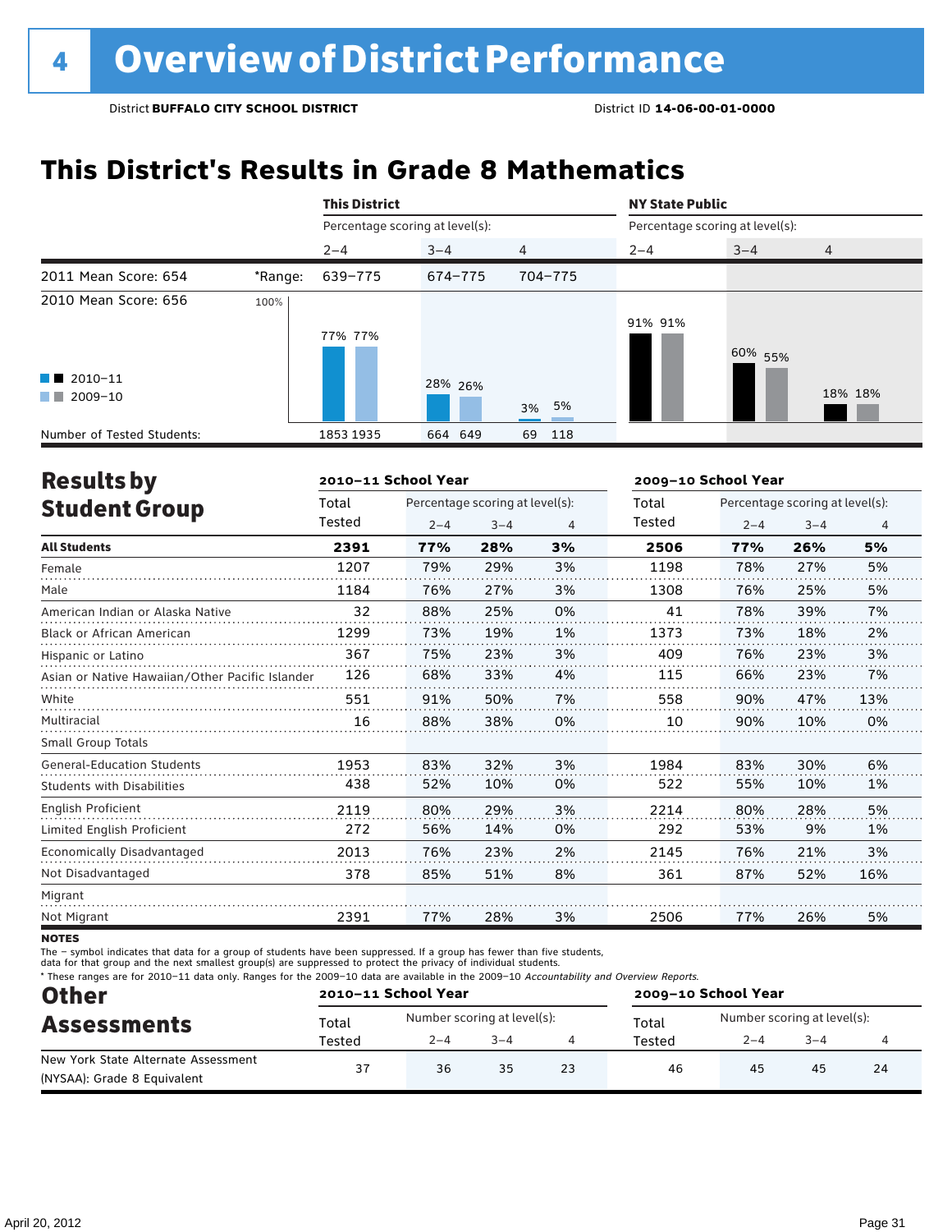# 4 Overview of District Performance

District **BUFFALO CITY SCHOOL DISTRICT** District ID **14-06-00-01-0000**

## This District's Results in Grade 8 Mathematics

| | | This District | | | NY State Public | | |
|---|---|---|---|---|---|---|---|
| | | Percentage scoring at level(s): | | | Percentage scoring at level(s): | | |
| | | 2–4 | 3–4 | 4 | 2–4 | 3–4 | 4 |
| 2011 Mean Score: 654 | *Range: | 639–775 | 674–775 | 704–775 | | | |
| 2010 Mean Score: 656 | | | | | | | |
| 2010–11 | | 77% | 28% | 3% | 91% | 60% | 18% |
| 2009–10 | | 77% | 26% | 5% | 91% | 55% | 18% |
| Number of Tested Students: 2010–11 | | 1853 | 664 | 69 | | | |
| Number of Tested Students: 2009–10 | | 1935 | 649 | 118 | | | |

## Results by Student Group

| | 2010–11 School Year | | | | 2009–10 School Year | | | |
|---|---|---|---|---|---|---|---|---|
| | Total Tested | Percentage scoring at level(s): 2–4 | 3–4 | 4 | Total Tested | Percentage scoring at level(s): 2–4 | 3–4 | 4 |
| **All Students** | **2391** | **77%** | **28%** | **3%** | **2506** | **77%** | **26%** | **5%** |
| Female | 1207 | 79% | 29% | 3% | 1198 | 78% | 27% | 5% |
| Male | 1184 | 76% | 27% | 3% | 1308 | 76% | 25% | 5% |
| American Indian or Alaska Native | 32 | 88% | 25% | 0% | 41 | 78% | 39% | 7% |
| Black or African American | 1299 | 73% | 19% | 1% | 1373 | 73% | 18% | 2% |
| Hispanic or Latino | 367 | 75% | 23% | 3% | 409 | 76% | 23% | 3% |
| Asian or Native Hawaiian/Other Pacific Islander | 126 | 68% | 33% | 4% | 115 | 66% | 23% | 7% |
| White | 551 | 91% | 50% | 7% | 558 | 90% | 47% | 13% |
| Multiracial | 16 | 88% | 38% | 0% | 10 | 90% | 10% | 0% |
| Small Group Totals | | | | | | | | |
| General-Education Students | 1953 | 83% | 32% | 3% | 1984 | 83% | 30% | 6% |
| Students with Disabilities | 438 | 52% | 10% | 0% | 522 | 55% | 10% | 1% |
| English Proficient | 2119 | 80% | 29% | 3% | 2214 | 80% | 28% | 5% |
| Limited English Proficient | 272 | 56% | 14% | 0% | 292 | 53% | 9% | 1% |
| Economically Disadvantaged | 2013 | 76% | 23% | 2% | 2145 | 76% | 21% | 3% |
| Not Disadvantaged | 378 | 85% | 51% | 8% | 361 | 87% | 52% | 16% |
| Migrant | | | | | | | | |
| Not Migrant | 2391 | 77% | 28% | 3% | 2506 | 77% | 26% | 5% |

**NOTES**

The – symbol indicates that data for a group of students have been suppressed. If a group has fewer than five students, data for that group and the next smallest group(s) are suppressed to protect the privacy of individual students.

\* These ranges are for 2010–11 data only. Ranges for the 2009–10 data are available in the 2009–10 *Accountability and Overview Reports.*

## Other Assessments

| | 2010–11 School Year | | | | 2009–10 School Year | | | |
|---|---|---|---|---|---|---|---|---|
| | Total Tested | Number scoring at level(s): 2–4 | 3–4 | 4 | Total Tested | Number scoring at level(s): 2–4 | 3–4 | 4 |
| New York State Alternate Assessment (NYSAA): Grade 8 Equivalent | 37 | 36 | 35 | 23 | 46 | 45 | 45 | 24 |

April 20, 2012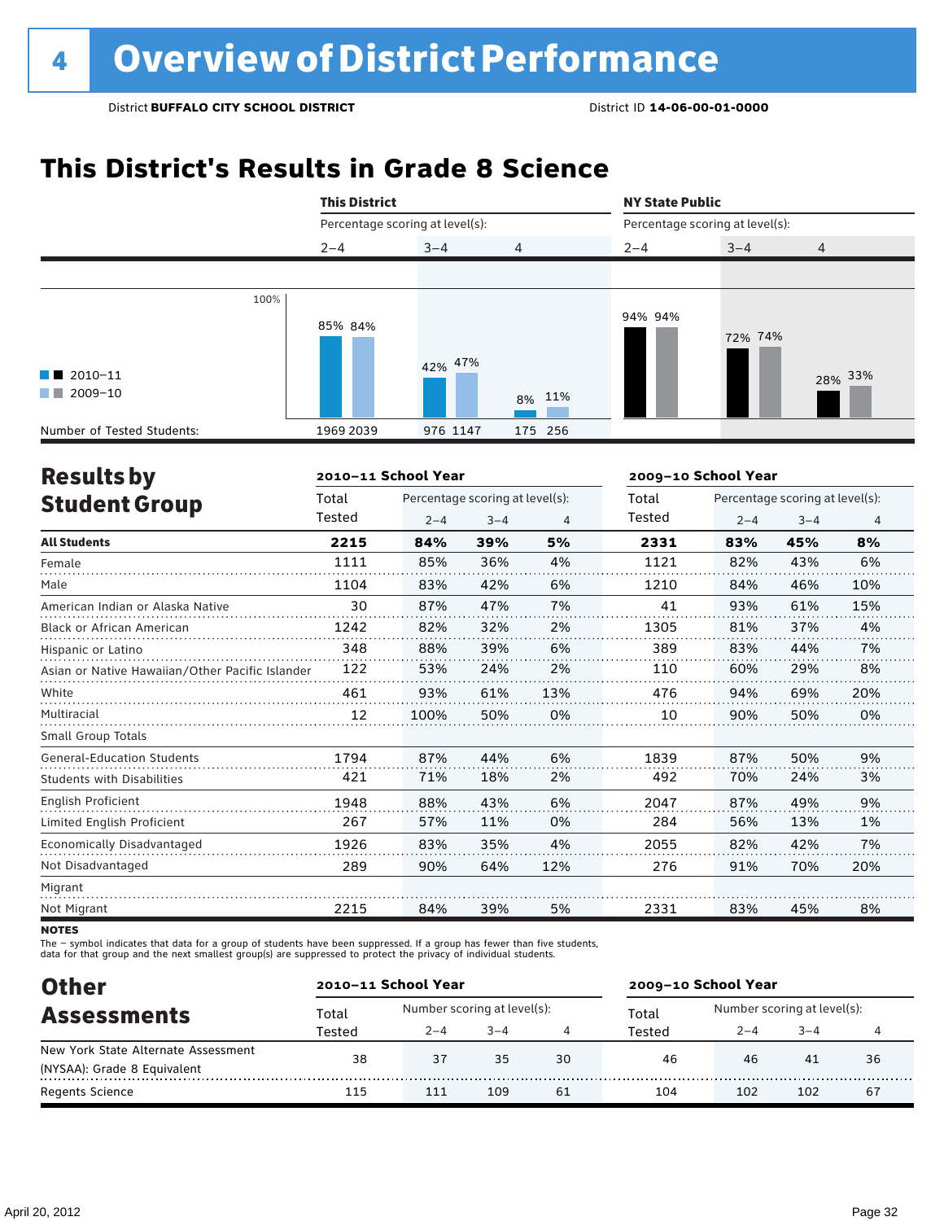# 4 Overview of District Performance

District **BUFFALO CITY SCHOOL DISTRICT** District ID **14-06-00-01-0000**

## This District's Results in Grade 8 Science

| | This District 2–4 | | This District 3–4 | | This District 4 | | NY State Public 2–4 | | NY State Public 3–4 | | NY State Public 4 | |
|---|---|---|---|---|---|---|---|---|---|---|---|---|
| | 2010–11 | 2009–10 | 2010–11 | 2009–10 | 2010–11 | 2009–10 | 2010–11 | 2009–10 | 2010–11 | 2009–10 | 2010–11 | 2009–10 |
| Percentage | 85% | 84% | 42% | 47% | 8% | 11% | 94% | 94% | 72% | 74% | 28% | 33% |
| Number of Tested Students: | 1969 | 2039 | 976 | 1147 | 175 | 256 | | | | | | |

## Results by Student Group

| | 2010–11 Total Tested | 2010–11 2–4 | 2010–11 3–4 | 2010–11 4 | 2009–10 Total Tested | 2009–10 2–4 | 2009–10 3–4 | 2009–10 4 |
|---|---|---|---|---|---|---|---|---|
| **All Students** | **2215** | **84%** | **39%** | **5%** | **2331** | **83%** | **45%** | **8%** |
| Female | 1111 | 85% | 36% | 4% | 1121 | 82% | 43% | 6% |
| Male | 1104 | 83% | 42% | 6% | 1210 | 84% | 46% | 10% |
| American Indian or Alaska Native | 30 | 87% | 47% | 7% | 41 | 93% | 61% | 15% |
| Black or African American | 1242 | 82% | 32% | 2% | 1305 | 81% | 37% | 4% |
| Hispanic or Latino | 348 | 88% | 39% | 6% | 389 | 83% | 44% | 7% |
| Asian or Native Hawaiian/Other Pacific Islander | 122 | 53% | 24% | 2% | 110 | 60% | 29% | 8% |
| White | 461 | 93% | 61% | 13% | 476 | 94% | 69% | 20% |
| Multiracial | 12 | 100% | 50% | 0% | 10 | 90% | 50% | 0% |
| Small Group Totals | | | | | | | | |
| General-Education Students | 1794 | 87% | 44% | 6% | 1839 | 87% | 50% | 9% |
| Students with Disabilities | 421 | 71% | 18% | 2% | 492 | 70% | 24% | 3% |
| English Proficient | 1948 | 88% | 43% | 6% | 2047 | 87% | 49% | 9% |
| Limited English Proficient | 267 | 57% | 11% | 0% | 284 | 56% | 13% | 1% |
| Economically Disadvantaged | 1926 | 83% | 35% | 4% | 2055 | 82% | 42% | 7% |
| Not Disadvantaged | 289 | 90% | 64% | 12% | 276 | 91% | 70% | 20% |
| Migrant | | | | | | | | |
| Not Migrant | 2215 | 84% | 39% | 5% | 2331 | 83% | 45% | 8% |

**NOTES**

The – symbol indicates that data for a group of students have been suppressed. If a group has fewer than five students, data for that group and the next smallest group(s) are suppressed to protect the privacy of individual students.

## Other Assessments

| | 2010–11 Total Tested | 2010–11 2–4 | 2010–11 3–4 | 2010–11 4 | 2009–10 Total Tested | 2009–10 2–4 | 2009–10 3–4 | 2009–10 4 |
|---|---|---|---|---|---|---|---|---|
| New York State Alternate Assessment (NYSAA): Grade 8 Equivalent | 38 | 37 | 35 | 30 | 46 | 46 | 41 | 36 |
| Regents Science | 115 | 111 | 109 | 61 | 104 | 102 | 102 | 67 |

April 20, 2012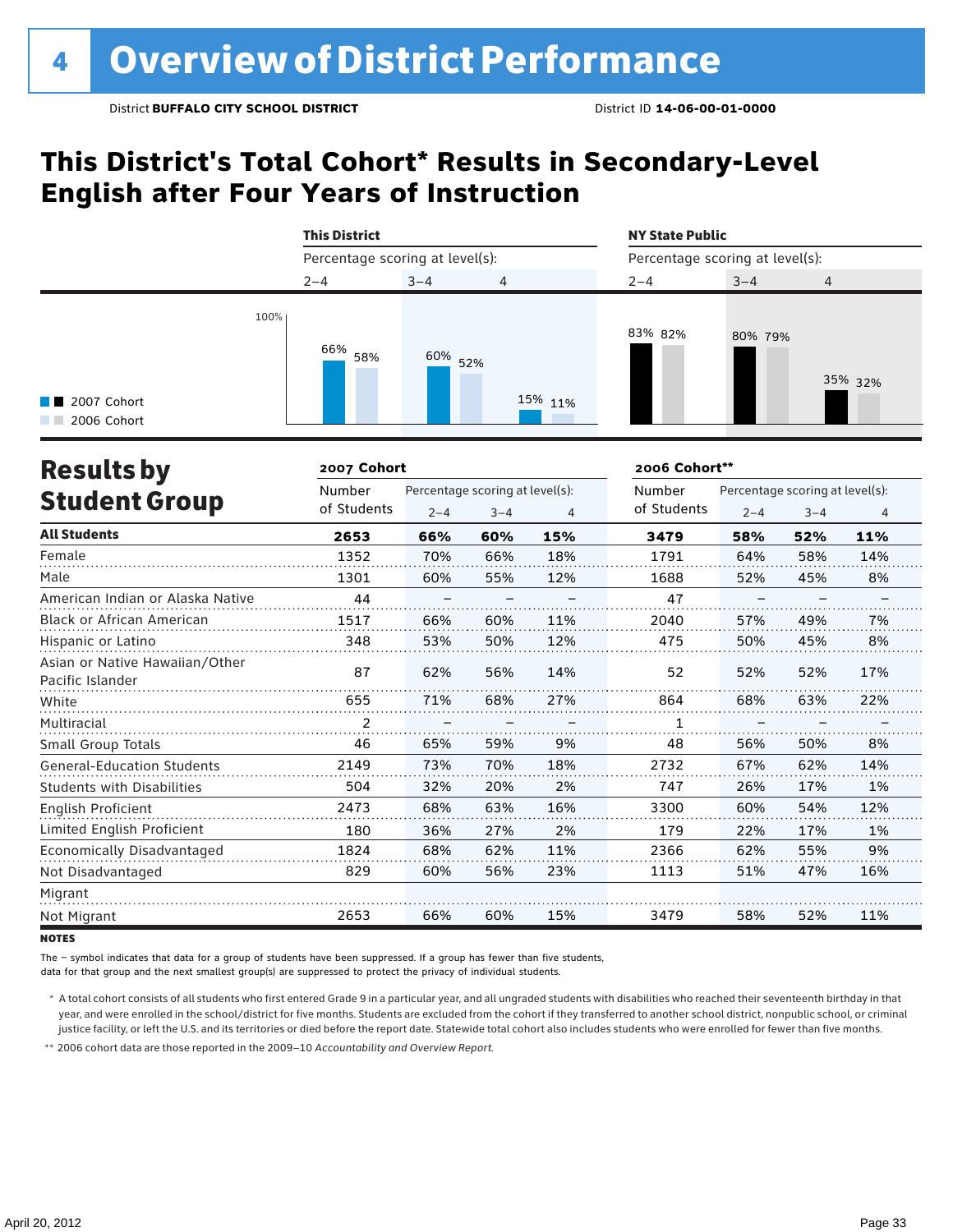# 4 Overview of District Performance

District **BUFFALO CITY SCHOOL DISTRICT** District ID **14-06-00-01-0000**

## This District's Total Cohort* Results in Secondary-Level English after Four Years of Instruction

| | This District | | | NY State Public | | |
|---|---|---|---|---|---|---|
| Percentage scoring at level(s): | 2–4 | 3–4 | 4 | 2–4 | 3–4 | 4 |
| 2007 Cohort | 66% | 60% | 15% | 83% | 80% | 35% |
| 2006 Cohort | 58% | 52% | 11% | 82% | 79% | 32% |

## Results by Student Group

| | 2007 Cohort | | | | 2006 Cohort** | | | |
|---|---|---|---|---|---|---|---|---|
| | Number of Students | Percentage scoring at level(s): 2–4 | 3–4 | 4 | Number of Students | Percentage scoring at level(s): 2–4 | 3–4 | 4 |
| **All Students** | **2653** | **66%** | **60%** | **15%** | **3479** | **58%** | **52%** | **11%** |
| Female | 1352 | 70% | 66% | 18% | 1791 | 64% | 58% | 14% |
| Male | 1301 | 60% | 55% | 12% | 1688 | 52% | 45% | 8% |
| American Indian or Alaska Native | 44 | – | – | – | 47 | – | – | – |
| Black or African American | 1517 | 66% | 60% | 11% | 2040 | 57% | 49% | 7% |
| Hispanic or Latino | 348 | 53% | 50% | 12% | 475 | 50% | 45% | 8% |
| Asian or Native Hawaiian/Other Pacific Islander | 87 | 62% | 56% | 14% | 52 | 52% | 52% | 17% |
| White | 655 | 71% | 68% | 27% | 864 | 68% | 63% | 22% |
| Multiracial | 2 | – | – | – | 1 | – | – | – |
| Small Group Totals | 46 | 65% | 59% | 9% | 48 | 56% | 50% | 8% |
| General-Education Students | 2149 | 73% | 70% | 18% | 2732 | 67% | 62% | 14% |
| Students with Disabilities | 504 | 32% | 20% | 2% | 747 | 26% | 17% | 1% |
| English Proficient | 2473 | 68% | 63% | 16% | 3300 | 60% | 54% | 12% |
| Limited English Proficient | 180 | 36% | 27% | 2% | 179 | 22% | 17% | 1% |
| Economically Disadvantaged | 1824 | 68% | 62% | 11% | 2366 | 62% | 55% | 9% |
| Not Disadvantaged | 829 | 60% | 56% | 23% | 1113 | 51% | 47% | 16% |
| Migrant | | | | | | | | |
| Not Migrant | 2653 | 66% | 60% | 15% | 3479 | 58% | 52% | 11% |

**NOTES**

The – symbol indicates that data for a group of students have been suppressed. If a group has fewer than five students, data for that group and the next smallest group(s) are suppressed to protect the privacy of individual students.

\* A total cohort consists of all students who first entered Grade 9 in a particular year, and all ungraded students with disabilities who reached their seventeenth birthday in that year, and were enrolled in the school/district for five months. Students are excluded from the cohort if they transferred to another school district, nonpublic school, or criminal justice facility, or left the U.S. and its territories or died before the report date. Statewide total cohort also includes students who were enrolled for fewer than five months.

\*\* 2006 cohort data are those reported in the 2009–10 *Accountability and Overview Report*.

April 20, 2012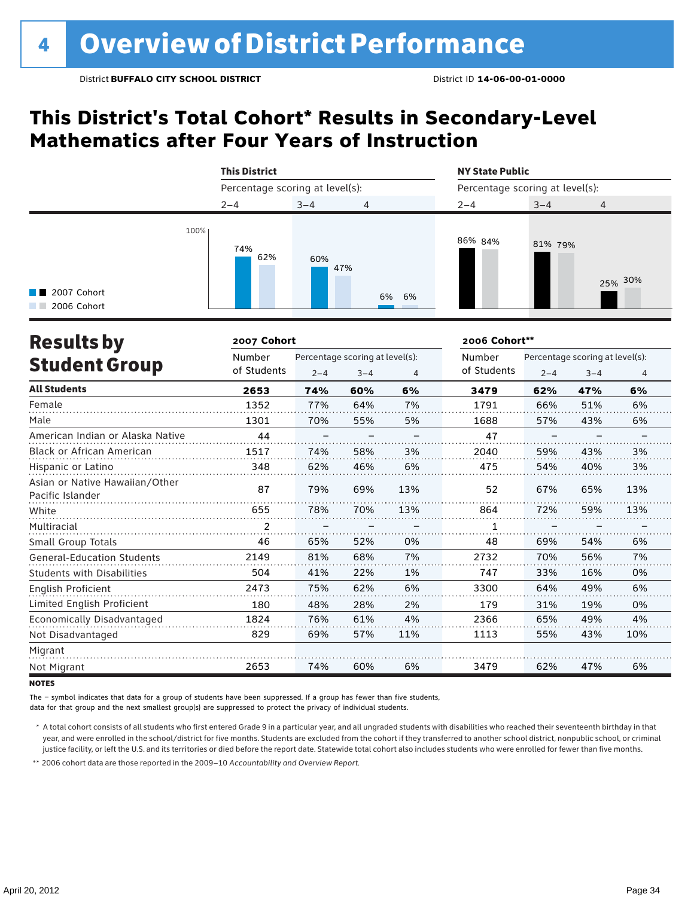# 4 Overview of District Performance

District **BUFFALO CITY SCHOOL DISTRICT** District ID **14-06-00-01-0000**

## This District's Total Cohort* Results in Secondary-Level Mathematics after Four Years of Instruction

This District

Percentage scoring at level(s):

2–4 3–4 4

100%

74% 62%

60% 47%

6% 6%

NY State Public

Percentage scoring at level(s):

2–4 3–4 4

86% 84%

81% 79%

25% 30%

2007 Cohort

2006 Cohort

## Results by Student Group

| | 2007 Cohort | | | | 2006 Cohort** | | | |
|---|---|---|---|---|---|---|---|---|
| | Number of Students | Percentage scoring at level(s): 2–4 | 3–4 | 4 | Number of Students | Percentage scoring at level(s): 2–4 | 3–4 | 4 |
| **All Students** | **2653** | **74%** | **60%** | **6%** | **3479** | **62%** | **47%** | **6%** |
| Female | 1352 | 77% | 64% | 7% | 1791 | 66% | 51% | 6% |
| Male | 1301 | 70% | 55% | 5% | 1688 | 57% | 43% | 6% |
| American Indian or Alaska Native | 44 | – | – | – | 47 | – | – | – |
| Black or African American | 1517 | 74% | 58% | 3% | 2040 | 59% | 43% | 3% |
| Hispanic or Latino | 348 | 62% | 46% | 6% | 475 | 54% | 40% | 3% |
| Asian or Native Hawaiian/Other Pacific Islander | 87 | 79% | 69% | 13% | 52 | 67% | 65% | 13% |
| White | 655 | 78% | 70% | 13% | 864 | 72% | 59% | 13% |
| Multiracial | 2 | – | – | – | 1 | – | – | – |
| Small Group Totals | 46 | 65% | 52% | 0% | 48 | 69% | 54% | 6% |
| General-Education Students | 2149 | 81% | 68% | 7% | 2732 | 70% | 56% | 7% |
| Students with Disabilities | 504 | 41% | 22% | 1% | 747 | 33% | 16% | 0% |
| English Proficient | 2473 | 75% | 62% | 6% | 3300 | 64% | 49% | 6% |
| Limited English Proficient | 180 | 48% | 28% | 2% | 179 | 31% | 19% | 0% |
| Economically Disadvantaged | 1824 | 76% | 61% | 4% | 2366 | 65% | 49% | 4% |
| Not Disadvantaged | 829 | 69% | 57% | 11% | 1113 | 55% | 43% | 10% |
| Migrant | | | | | | | | |
| Not Migrant | 2653 | 74% | 60% | 6% | 3479 | 62% | 47% | 6% |

**NOTES**

The – symbol indicates that data for a group of students have been suppressed. If a group has fewer than five students, data for that group and the next smallest group(s) are suppressed to protect the privacy of individual students.

\* A total cohort consists of all students who first entered Grade 9 in a particular year, and all ungraded students with disabilities who reached their seventeenth birthday in that year, and were enrolled in the school/district for five months. Students are excluded from the cohort if they transferred to another school district, nonpublic school, or criminal justice facility, or left the U.S. and its territories or died before the report date. Statewide total cohort also includes students who were enrolled for fewer than five months.

\** 2006 cohort data are those reported in the 2009–10 *Accountability and Overview Report.*